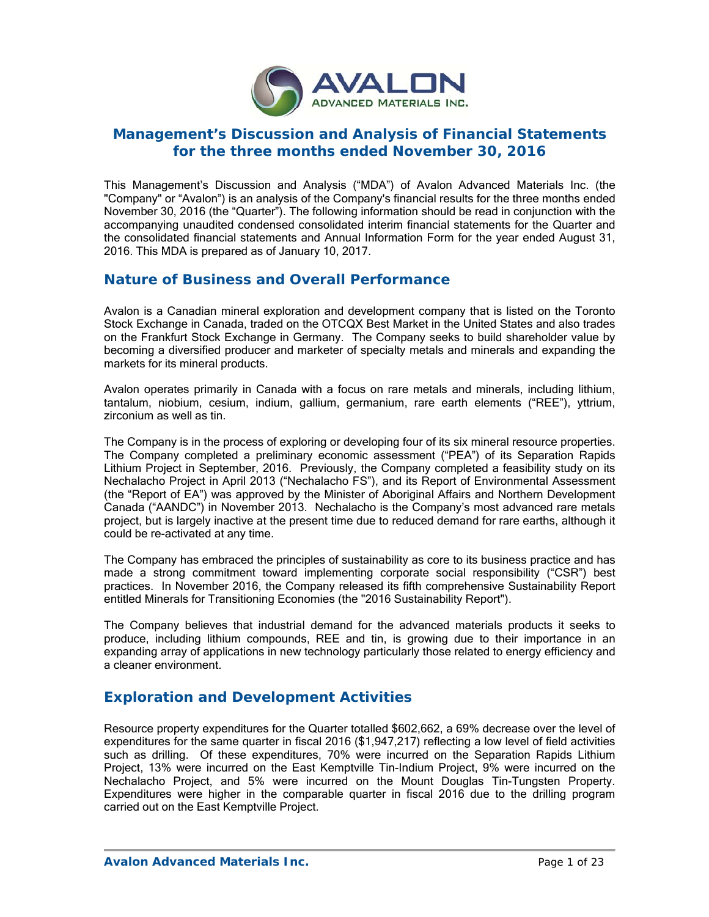# Management's Discussion and Analysis of Financial Statements for the three months ended November 30, 2016

This Management's Discussion and Analysis ("MDA") of Avalon Advanced Materials Inc. (the "Company" or "Avalon") is an analysis of the Company's financial results for the three months ended November 30, 2016 (the "Quarter"). The following information should be read in conjunction with the accompanying unaudited condensed consolidated interim financial statements for the Quarter and the consolidated financial statements and Annual Information Form for the year ended August 31, 2016. This MDA is prepared as of January 10, 2017.

## Nature of Business and Overall Performance

Avalon is a Canadian mineral exploration and development company that is listed on the Toronto Stock Exchange in Canada, traded on the OTCQX Best Market in the United States and also trades on the Frankfurt Stock Exchange in Germany. The Company seeks to build shareholder value by becoming a diversified producer and marketer of specialty metals and minerals and expanding the markets for its mineral products.

Avalon operates primarily in Canada with a focus on rare metals and minerals, including lithium, tantalum, niobium, cesium, indium, gallium, germanium, rare earth elements ("REE"), yttrium, zirconium as well as tin.

The Company is in the process of exploring or developing four of its six mineral resource properties. The Company completed a preliminary economic assessment ("PEA") of its Separation Rapids Lithium Project in September, 2016. Previously, the Company completed a feasibility study on its Nechalacho Project in April 2013 ("Nechalacho FS"), and its Report of Environmental Assessment (the "Report of EA") was approved by the Minister of Aboriginal Affairs and Northern Development Canada ("AANDC") in November 2013. Nechalacho is the Company's most advanced rare metals project, but is largely inactive at the present time due to reduced demand for rare earths, although it could be re-activated at any time.

The Company has embraced the principles of sustainability as core to its business practice and has made a strong commitment toward implementing corporate social responsibility ("CSR") best practices. In November 2016, the Company released its fifth comprehensive Sustainability Report entitled Minerals for Transitioning Economies (the "2016 Sustainability Report").

The Company believes that industrial demand for the advanced materials products it seeks to produce, including lithium compounds, REE and tin, is growing due to their importance in an expanding array of applications in new technology particularly those related to energy efficiency and a cleaner environment.

## Exploration and Development Activities

Resource property expenditures for the Quarter totalled $602,662, a 69% decrease over the level of expenditures for the same quarter in fiscal 2016 ($1,947,217) reflecting a low level of field activities such as drilling. Of these expenditures, 70% were incurred on the Separation Rapids Lithium Project, 13% were incurred on the East Kemptville Tin-Indium Project, 9% were incurred on the Nechalacho Project, and 5% were incurred on the Mount Douglas Tin-Tungsten Property. Expenditures were higher in the comparable quarter in fiscal 2016 due to the drilling program carried out on the East Kemptville Project.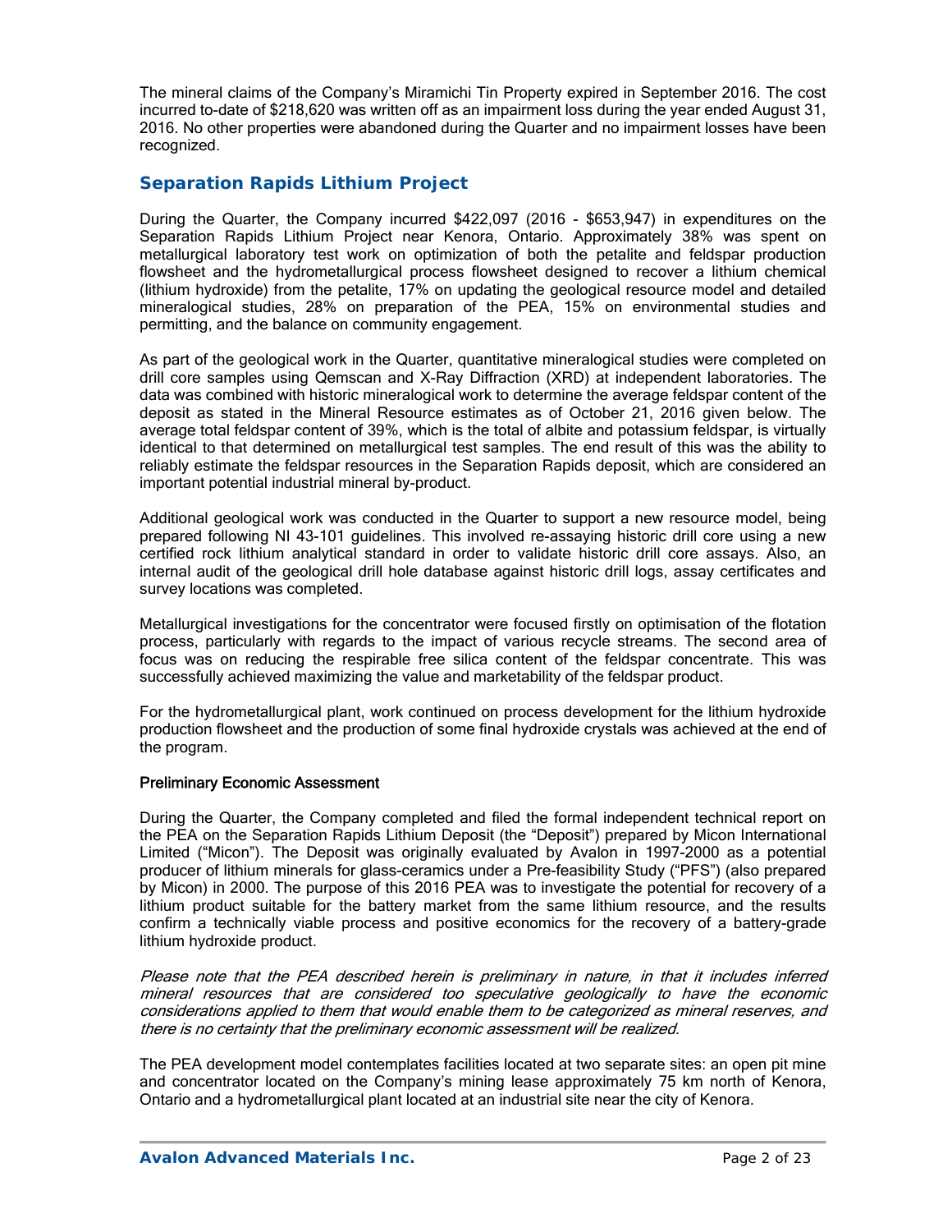The mineral claims of the Company's Miramichi Tin Property expired in September 2016. The cost incurred to-date of $218,620 was written off as an impairment loss during the year ended August 31, 2016. No other properties were abandoned during the Quarter and no impairment losses have been recognized.

## Separation Rapids Lithium Project

During the Quarter, the Company incurred $422,097 (2016 - $653,947) in expenditures on the Separation Rapids Lithium Project near Kenora, Ontario. Approximately 38% was spent on metallurgical laboratory test work on optimization of both the petalite and feldspar production flowsheet and the hydrometallurgical process flowsheet designed to recover a lithium chemical (lithium hydroxide) from the petalite, 17% on updating the geological resource model and detailed mineralogical studies, 28% on preparation of the PEA, 15% on environmental studies and permitting, and the balance on community engagement.

As part of the geological work in the Quarter, quantitative mineralogical studies were completed on drill core samples using Qemscan and X-Ray Diffraction (XRD) at independent laboratories. The data was combined with historic mineralogical work to determine the average feldspar content of the deposit as stated in the Mineral Resource estimates as of October 21, 2016 given below. The average total feldspar content of 39%, which is the total of albite and potassium feldspar, is virtually identical to that determined on metallurgical test samples. The end result of this was the ability to reliably estimate the feldspar resources in the Separation Rapids deposit, which are considered an important potential industrial mineral by-product.

Additional geological work was conducted in the Quarter to support a new resource model, being prepared following NI 43-101 guidelines. This involved re-assaying historic drill core using a new certified rock lithium analytical standard in order to validate historic drill core assays. Also, an internal audit of the geological drill hole database against historic drill logs, assay certificates and survey locations was completed.

Metallurgical investigations for the concentrator were focused firstly on optimisation of the flotation process, particularly with regards to the impact of various recycle streams. The second area of focus was on reducing the respirable free silica content of the feldspar concentrate. This was successfully achieved maximizing the value and marketability of the feldspar product.

For the hydrometallurgical plant, work continued on process development for the lithium hydroxide production flowsheet and the production of some final hydroxide crystals was achieved at the end of the program.

### Preliminary Economic Assessment

During the Quarter, the Company completed and filed the formal independent technical report on the PEA on the Separation Rapids Lithium Deposit (the "Deposit") prepared by Micon International Limited ("Micon"). The Deposit was originally evaluated by Avalon in 1997-2000 as a potential producer of lithium minerals for glass-ceramics under a Pre-feasibility Study ("PFS") (also prepared by Micon) in 2000. The purpose of this 2016 PEA was to investigate the potential for recovery of a lithium product suitable for the battery market from the same lithium resource, and the results confirm a technically viable process and positive economics for the recovery of a battery-grade lithium hydroxide product.

*Please note that the PEA described herein is preliminary in nature, in that it includes inferred mineral resources that are considered too speculative geologically to have the economic considerations applied to them that would enable them to be categorized as mineral reserves, and there is no certainty that the preliminary economic assessment will be realized.*

The PEA development model contemplates facilities located at two separate sites: an open pit mine and concentrator located on the Company's mining lease approximately 75 km north of Kenora, Ontario and a hydrometallurgical plant located at an industrial site near the city of Kenora.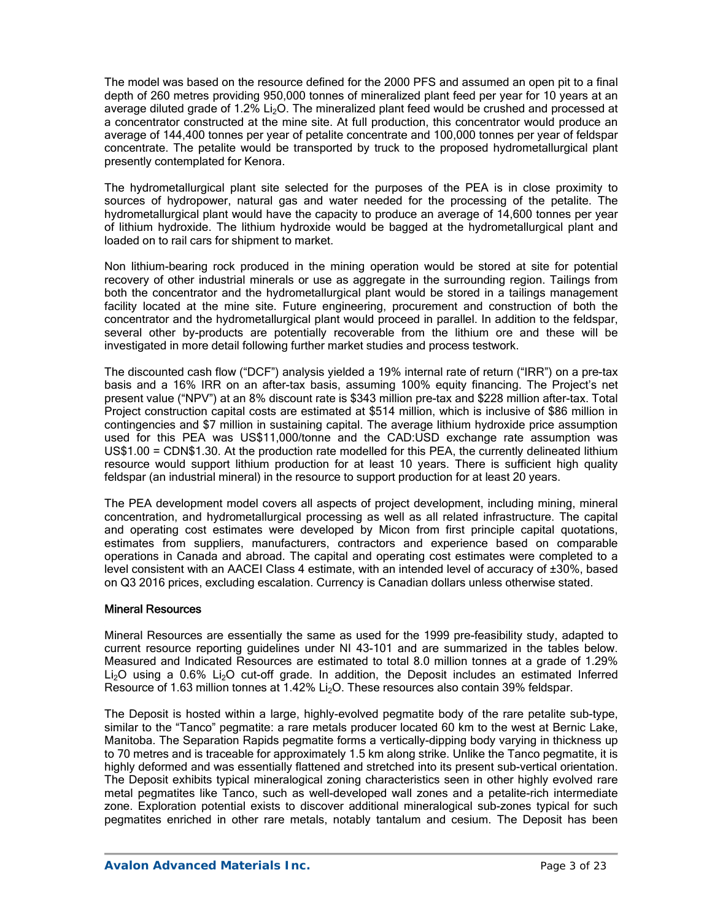The model was based on the resource defined for the 2000 PFS and assumed an open pit to a final depth of 260 metres providing 950,000 tonnes of mineralized plant feed per year for 10 years at an average diluted grade of 1.2% $Li_2O$. The mineralized plant feed would be crushed and processed at a concentrator constructed at the mine site. At full production, this concentrator would produce an average of 144,400 tonnes per year of petalite concentrate and 100,000 tonnes per year of feldspar concentrate. The petalite would be transported by truck to the proposed hydrometallurgical plant presently contemplated for Kenora.

The hydrometallurgical plant site selected for the purposes of the PEA is in close proximity to sources of hydropower, natural gas and water needed for the processing of the petalite. The hydrometallurgical plant would have the capacity to produce an average of 14,600 tonnes per year of lithium hydroxide. The lithium hydroxide would be bagged at the hydrometallurgical plant and loaded on to rail cars for shipment to market.

Non lithium-bearing rock produced in the mining operation would be stored at site for potential recovery of other industrial minerals or use as aggregate in the surrounding region. Tailings from both the concentrator and the hydrometallurgical plant would be stored in a tailings management facility located at the mine site. Future engineering, procurement and construction of both the concentrator and the hydrometallurgical plant would proceed in parallel. In addition to the feldspar, several other by-products are potentially recoverable from the lithium ore and these will be investigated in more detail following further market studies and process testwork.

The discounted cash flow ("DCF") analysis yielded a 19% internal rate of return ("IRR") on a pre-tax basis and a 16% IRR on an after-tax basis, assuming 100% equity financing. The Project's net present value ("NPV") at an 8% discount rate is $343 million pre-tax and $228 million after-tax. Total Project construction capital costs are estimated at $514 million, which is inclusive of $86 million in contingencies and $7 million in sustaining capital. The average lithium hydroxide price assumption used for this PEA was US$11,000/tonne and the CAD:USD exchange rate assumption was US$1.00 = CDN$1.30. At the production rate modelled for this PEA, the currently delineated lithium resource would support lithium production for at least 10 years. There is sufficient high quality feldspar (an industrial mineral) in the resource to support production for at least 20 years.

The PEA development model covers all aspects of project development, including mining, mineral concentration, and hydrometallurgical processing as well as all related infrastructure. The capital and operating cost estimates were developed by Micon from first principle capital quotations, estimates from suppliers, manufacturers, contractors and experience based on comparable operations in Canada and abroad. The capital and operating cost estimates were completed to a level consistent with an AACEI Class 4 estimate, with an intended level of accuracy of ±30%, based on Q3 2016 prices, excluding escalation. Currency is Canadian dollars unless otherwise stated.

### Mineral Resources

Mineral Resources are essentially the same as used for the 1999 pre-feasibility study, adapted to current resource reporting guidelines under NI 43-101 and are summarized in the tables below. Measured and Indicated Resources are estimated to total 8.0 million tonnes at a grade of 1.29% $Li_2O$ using a 0.6% $Li_2O$ cut-off grade. In addition, the Deposit includes an estimated Inferred Resource of 1.63 million tonnes at 1.42% $Li_2O$. These resources also contain 39% feldspar.

The Deposit is hosted within a large, highly-evolved pegmatite body of the rare petalite sub-type, similar to the "Tanco" pegmatite: a rare metals producer located 60 km to the west at Bernic Lake, Manitoba. The Separation Rapids pegmatite forms a vertically-dipping body varying in thickness up to 70 metres and is traceable for approximately 1.5 km along strike. Unlike the Tanco pegmatite, it is highly deformed and was essentially flattened and stretched into its present sub-vertical orientation. The Deposit exhibits typical mineralogical zoning characteristics seen in other highly evolved rare metal pegmatites like Tanco, such as well-developed wall zones and a petalite-rich intermediate zone. Exploration potential exists to discover additional mineralogical sub-zones typical for such pegmatites enriched in other rare metals, notably tantalum and cesium. The Deposit has been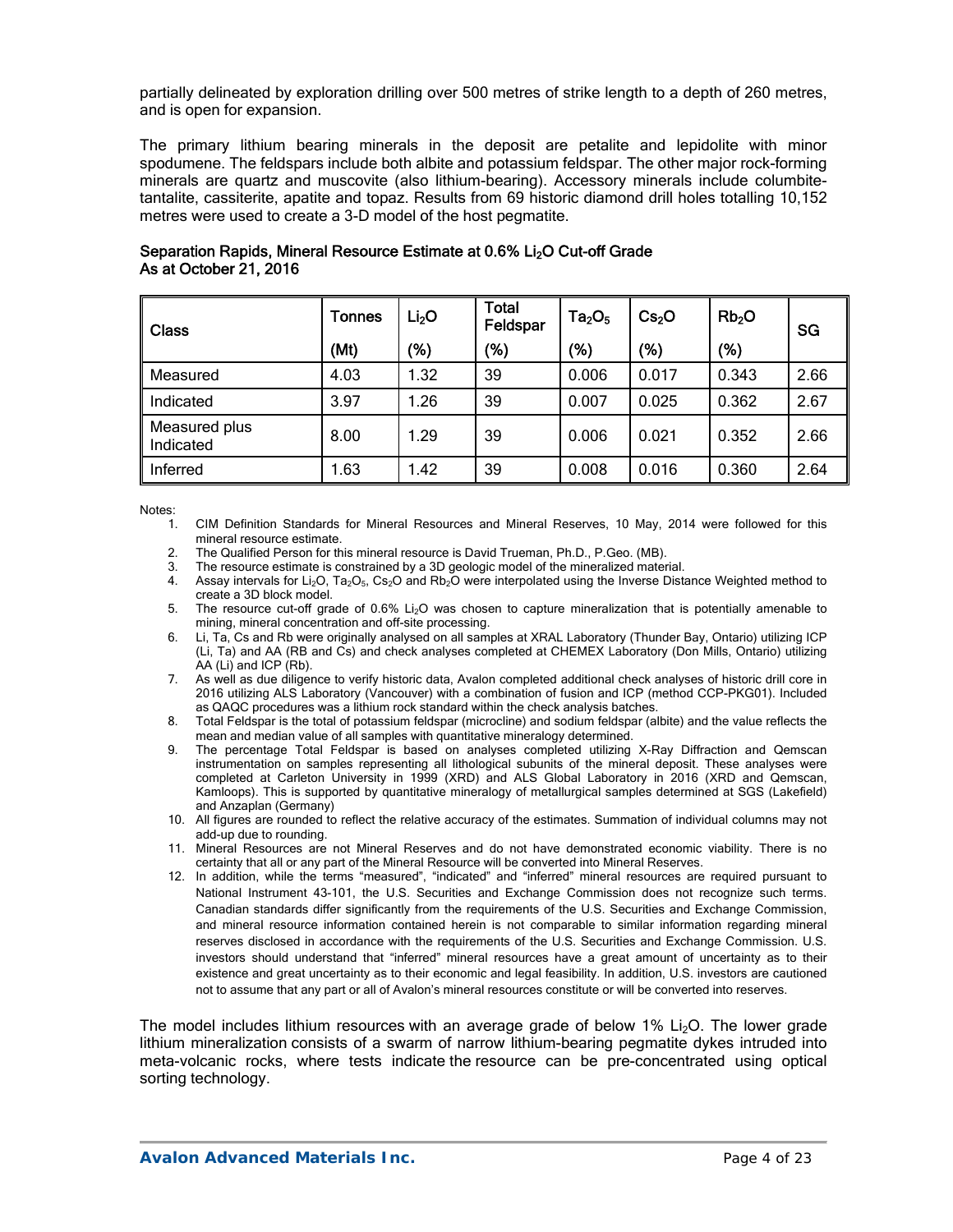partially delineated by exploration drilling over 500 metres of strike length to a depth of 260 metres, and is open for expansion.

The primary lithium bearing minerals in the deposit are petalite and lepidolite with minor spodumene. The feldspars include both albite and potassium feldspar. The other major rock-forming minerals are quartz and muscovite (also lithium-bearing). Accessory minerals include columbite-tantalite, cassiterite, apatite and topaz. Results from 69 historic diamond drill holes totalling 10,152 metres were used to create a 3-D model of the host pegmatite.

**Separation Rapids, Mineral Resource Estimate at 0.6% $Li_2O$ Cut-off Grade**
**As at October 21, 2016**

| Class | Tonnes (Mt) | $Li_2O$ (%) | Total Feldspar (%) | $Ta_2O_5$ (%) | $Cs_2O$ (%) | $Rb_2O$ (%) | SG |
|---|---|---|---|---|---|---|---|
| Measured | 4.03 | 1.32 | 39 | 0.006 | 0.017 | 0.343 | 2.66 |
| Indicated | 3.97 | 1.26 | 39 | 0.007 | 0.025 | 0.362 | 2.67 |
| Measured plus Indicated | 8.00 | 1.29 | 39 | 0.006 | 0.021 | 0.352 | 2.66 |
| Inferred | 1.63 | 1.42 | 39 | 0.008 | 0.016 | 0.360 | 2.64 |

Notes:

1. CIM Definition Standards for Mineral Resources and Mineral Reserves, 10 May, 2014 were followed for this mineral resource estimate.
2. The Qualified Person for this mineral resource is David Trueman, Ph.D., P.Geo. (MB).
3. The resource estimate is constrained by a 3D geologic model of the mineralized material.
4. Assay intervals for $Li_2O$, $Ta_2O_5$, $Cs_2O$ and $Rb_2O$ were interpolated using the Inverse Distance Weighted method to create a 3D block model.
5. The resource cut-off grade of 0.6% $Li_2O$ was chosen to capture mineralization that is potentially amenable to mining, mineral concentration and off-site processing.
6. Li, Ta, Cs and Rb were originally analysed on all samples at XRAL Laboratory (Thunder Bay, Ontario) utilizing ICP (Li, Ta) and AA (RB and Cs) and check analyses completed at CHEMEX Laboratory (Don Mills, Ontario) utilizing AA (Li) and ICP (Rb).
7. As well as due diligence to verify historic data, Avalon completed additional check analyses of historic drill core in 2016 utilizing ALS Laboratory (Vancouver) with a combination of fusion and ICP (method CCP-PKG01). Included as QAQC procedures was a lithium rock standard within the check analysis batches.
8. Total Feldspar is the total of potassium feldspar (microcline) and sodium feldspar (albite) and the value reflects the mean and median value of all samples with quantitative mineralogy determined.
9. The percentage Total Feldspar is based on analyses completed utilizing X-Ray Diffraction and Qemscan instrumentation on samples representing all lithological subunits of the mineral deposit. These analyses were completed at Carleton University in 1999 (XRD) and ALS Global Laboratory in 2016 (XRD and Qemscan, Kamloops). This is supported by quantitative mineralogy of metallurgical samples determined at SGS (Lakefield) and Anzaplan (Germany)
10. All figures are rounded to reflect the relative accuracy of the estimates. Summation of individual columns may not add-up due to rounding.
11. Mineral Resources are not Mineral Reserves and do not have demonstrated economic viability. There is no certainty that all or any part of the Mineral Resource will be converted into Mineral Reserves.
12. In addition, while the terms "measured", "indicated" and "inferred" mineral resources are required pursuant to National Instrument 43-101, the U.S. Securities and Exchange Commission does not recognize such terms. Canadian standards differ significantly from the requirements of the U.S. Securities and Exchange Commission, and mineral resource information contained herein is not comparable to similar information regarding mineral reserves disclosed in accordance with the requirements of the U.S. Securities and Exchange Commission. U.S. investors should understand that "inferred" mineral resources have a great amount of uncertainty as to their existence and great uncertainty as to their economic and legal feasibility. In addition, U.S. investors are cautioned not to assume that any part or all of Avalon's mineral resources constitute or will be converted into reserves.

The model includes lithium resources with an average grade of below 1% $Li_2O$. The lower grade lithium mineralization consists of a swarm of narrow lithium-bearing pegmatite dykes intruded into meta-volcanic rocks, where tests indicate the resource can be pre-concentrated using optical sorting technology.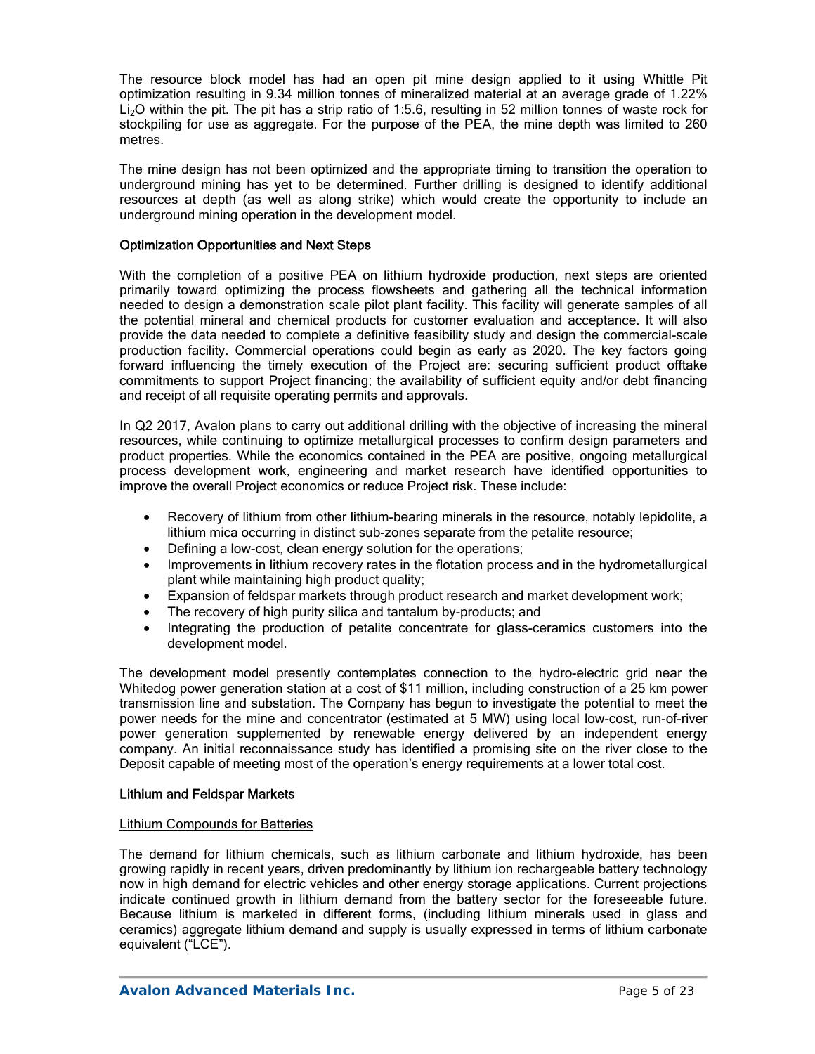The resource block model has had an open pit mine design applied to it using Whittle Pit optimization resulting in 9.34 million tonnes of mineralized material at an average grade of 1.22% $Li_2O$ within the pit. The pit has a strip ratio of 1:5.6, resulting in 52 million tonnes of waste rock for stockpiling for use as aggregate. For the purpose of the PEA, the mine depth was limited to 260 metres.

The mine design has not been optimized and the appropriate timing to transition the operation to underground mining has yet to be determined. Further drilling is designed to identify additional resources at depth (as well as along strike) which would create the opportunity to include an underground mining operation in the development model.

### Optimization Opportunities and Next Steps

With the completion of a positive PEA on lithium hydroxide production, next steps are oriented primarily toward optimizing the process flowsheets and gathering all the technical information needed to design a demonstration scale pilot plant facility. This facility will generate samples of all the potential mineral and chemical products for customer evaluation and acceptance. It will also provide the data needed to complete a definitive feasibility study and design the commercial-scale production facility. Commercial operations could begin as early as 2020. The key factors going forward influencing the timely execution of the Project are: securing sufficient product offtake commitments to support Project financing; the availability of sufficient equity and/or debt financing and receipt of all requisite operating permits and approvals.

In Q2 2017, Avalon plans to carry out additional drilling with the objective of increasing the mineral resources, while continuing to optimize metallurgical processes to confirm design parameters and product properties. While the economics contained in the PEA are positive, ongoing metallurgical process development work, engineering and market research have identified opportunities to improve the overall Project economics or reduce Project risk. These include:

- Recovery of lithium from other lithium-bearing minerals in the resource, notably lepidolite, a lithium mica occurring in distinct sub-zones separate from the petalite resource;
- Defining a low-cost, clean energy solution for the operations;
- Improvements in lithium recovery rates in the flotation process and in the hydrometallurgical plant while maintaining high product quality;
- Expansion of feldspar markets through product research and market development work;
- The recovery of high purity silica and tantalum by-products; and
- Integrating the production of petalite concentrate for glass-ceramics customers into the development model.

The development model presently contemplates connection to the hydro-electric grid near the Whitedog power generation station at a cost of $11 million, including construction of a 25 km power transmission line and substation. The Company has begun to investigate the potential to meet the power needs for the mine and concentrator (estimated at 5 MW) using local low-cost, run-of-river power generation supplemented by renewable energy delivered by an independent energy company. An initial reconnaissance study has identified a promising site on the river close to the Deposit capable of meeting most of the operation's energy requirements at a lower total cost.

### Lithium and Feldspar Markets

#### Lithium Compounds for Batteries

The demand for lithium chemicals, such as lithium carbonate and lithium hydroxide, has been growing rapidly in recent years, driven predominantly by lithium ion rechargeable battery technology now in high demand for electric vehicles and other energy storage applications. Current projections indicate continued growth in lithium demand from the battery sector for the foreseeable future. Because lithium is marketed in different forms, (including lithium minerals used in glass and ceramics) aggregate lithium demand and supply is usually expressed in terms of lithium carbonate equivalent ("LCE").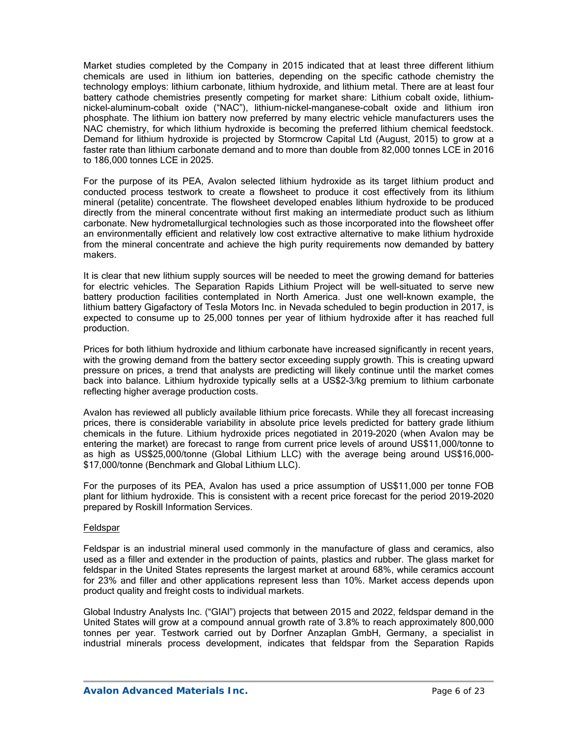Market studies completed by the Company in 2015 indicated that at least three different lithium chemicals are used in lithium ion batteries, depending on the specific cathode chemistry the technology employs: lithium carbonate, lithium hydroxide, and lithium metal. There are at least four battery cathode chemistries presently competing for market share: Lithium cobalt oxide, lithium-nickel-aluminum-cobalt oxide ("NAC"), lithium-nickel-manganese-cobalt oxide and lithium iron phosphate. The lithium ion battery now preferred by many electric vehicle manufacturers uses the NAC chemistry, for which lithium hydroxide is becoming the preferred lithium chemical feedstock. Demand for lithium hydroxide is projected by Stormcrow Capital Ltd (August, 2015) to grow at a faster rate than lithium carbonate demand and to more than double from 82,000 tonnes LCE in 2016 to 186,000 tonnes LCE in 2025.

For the purpose of its PEA, Avalon selected lithium hydroxide as its target lithium product and conducted process testwork to create a flowsheet to produce it cost effectively from its lithium mineral (petalite) concentrate. The flowsheet developed enables lithium hydroxide to be produced directly from the mineral concentrate without first making an intermediate product such as lithium carbonate. New hydrometallurgical technologies such as those incorporated into the flowsheet offer an environmentally efficient and relatively low cost extractive alternative to make lithium hydroxide from the mineral concentrate and achieve the high purity requirements now demanded by battery makers.

It is clear that new lithium supply sources will be needed to meet the growing demand for batteries for electric vehicles. The Separation Rapids Lithium Project will be well-situated to serve new battery production facilities contemplated in North America. Just one well-known example, the lithium battery Gigafactory of Tesla Motors Inc. in Nevada scheduled to begin production in 2017, is expected to consume up to 25,000 tonnes per year of lithium hydroxide after it has reached full production.

Prices for both lithium hydroxide and lithium carbonate have increased significantly in recent years, with the growing demand from the battery sector exceeding supply growth. This is creating upward pressure on prices, a trend that analysts are predicting will likely continue until the market comes back into balance. Lithium hydroxide typically sells at a US$2-3/kg premium to lithium carbonate reflecting higher average production costs.

Avalon has reviewed all publicly available lithium price forecasts. While they all forecast increasing prices, there is considerable variability in absolute price levels predicted for battery grade lithium chemicals in the future. Lithium hydroxide prices negotiated in 2019-2020 (when Avalon may be entering the market) are forecast to range from current price levels of around US$11,000/tonne to as high as US$25,000/tonne (Global Lithium LLC) with the average being around US$16,000-$17,000/tonne (Benchmark and Global Lithium LLC).

For the purposes of its PEA, Avalon has used a price assumption of US$11,000 per tonne FOB plant for lithium hydroxide. This is consistent with a recent price forecast for the period 2019-2020 prepared by Roskill Information Services.

Feldspar

Feldspar is an industrial mineral used commonly in the manufacture of glass and ceramics, also used as a filler and extender in the production of paints, plastics and rubber. The glass market for feldspar in the United States represents the largest market at around 68%, while ceramics account for 23% and filler and other applications represent less than 10%. Market access depends upon product quality and freight costs to individual markets.

Global Industry Analysts Inc. ("GIAI") projects that between 2015 and 2022, feldspar demand in the United States will grow at a compound annual growth rate of 3.8% to reach approximately 800,000 tonnes per year. Testwork carried out by Dorfner Anzaplan GmbH, Germany, a specialist in industrial minerals process development, indicates that feldspar from the Separation Rapids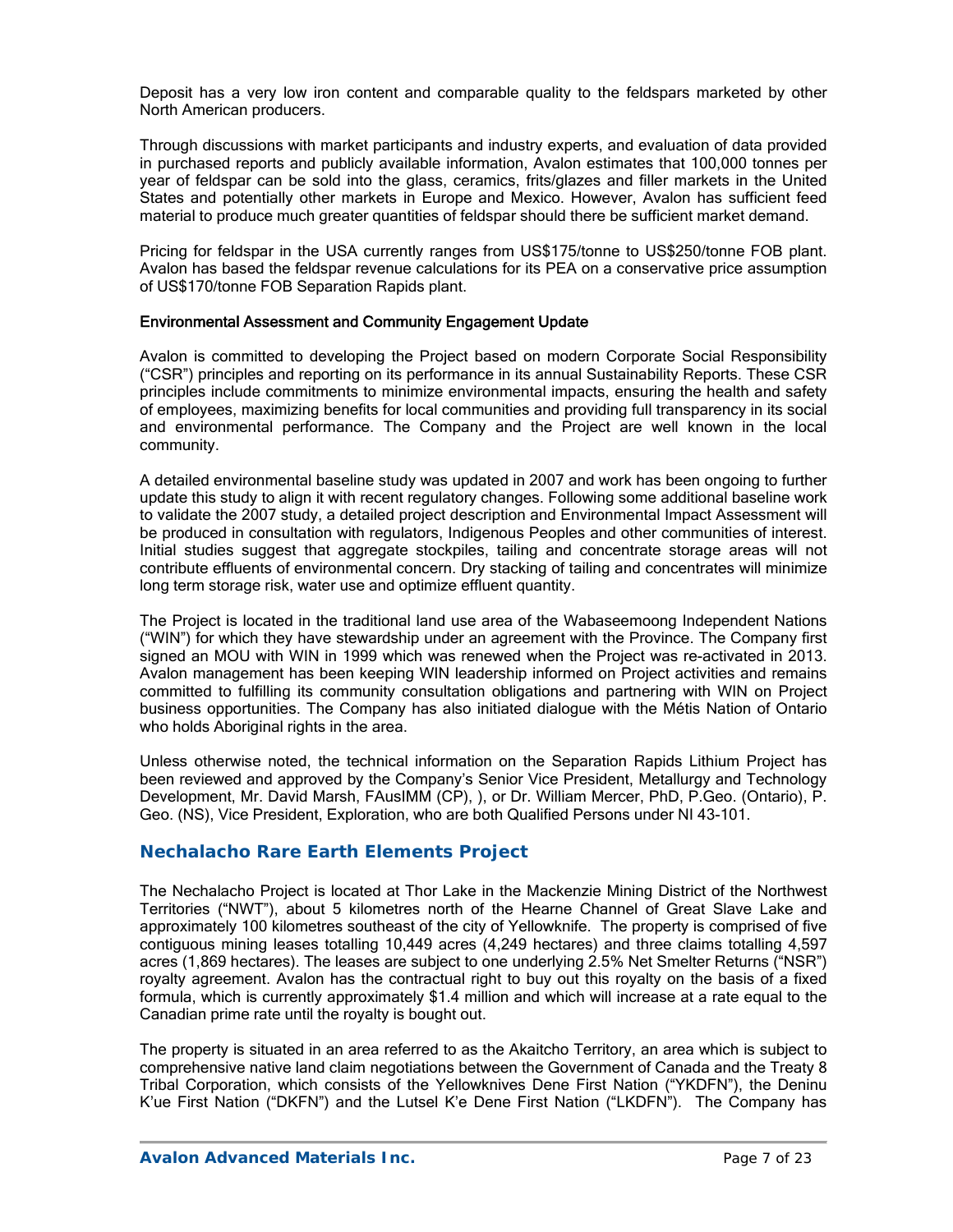Deposit has a very low iron content and comparable quality to the feldspars marketed by other North American producers.

Through discussions with market participants and industry experts, and evaluation of data provided in purchased reports and publicly available information, Avalon estimates that 100,000 tonnes per year of feldspar can be sold into the glass, ceramics, frits/glazes and filler markets in the United States and potentially other markets in Europe and Mexico. However, Avalon has sufficient feed material to produce much greater quantities of feldspar should there be sufficient market demand.

Pricing for feldspar in the USA currently ranges from US$175/tonne to US$250/tonne FOB plant. Avalon has based the feldspar revenue calculations for its PEA on a conservative price assumption of US$170/tonne FOB Separation Rapids plant.

#### Environmental Assessment and Community Engagement Update

Avalon is committed to developing the Project based on modern Corporate Social Responsibility ("CSR") principles and reporting on its performance in its annual Sustainability Reports. These CSR principles include commitments to minimize environmental impacts, ensuring the health and safety of employees, maximizing benefits for local communities and providing full transparency in its social and environmental performance. The Company and the Project are well known in the local community.

A detailed environmental baseline study was updated in 2007 and work has been ongoing to further update this study to align it with recent regulatory changes. Following some additional baseline work to validate the 2007 study, a detailed project description and Environmental Impact Assessment will be produced in consultation with regulators, Indigenous Peoples and other communities of interest. Initial studies suggest that aggregate stockpiles, tailing and concentrate storage areas will not contribute effluents of environmental concern. Dry stacking of tailing and concentrates will minimize long term storage risk, water use and optimize effluent quantity.

The Project is located in the traditional land use area of the Wabaseemoong Independent Nations ("WIN") for which they have stewardship under an agreement with the Province. The Company first signed an MOU with WIN in 1999 which was renewed when the Project was re-activated in 2013. Avalon management has been keeping WIN leadership informed on Project activities and remains committed to fulfilling its community consultation obligations and partnering with WIN on Project business opportunities. The Company has also initiated dialogue with the Métis Nation of Ontario who holds Aboriginal rights in the area.

Unless otherwise noted, the technical information on the Separation Rapids Lithium Project has been reviewed and approved by the Company's Senior Vice President, Metallurgy and Technology Development, Mr. David Marsh, FAusIMM (CP), ), or Dr. William Mercer, PhD, P.Geo. (Ontario), P. Geo. (NS), Vice President, Exploration, who are both Qualified Persons under NI 43-101.

## Nechalacho Rare Earth Elements Project

The Nechalacho Project is located at Thor Lake in the Mackenzie Mining District of the Northwest Territories ("NWT"), about 5 kilometres north of the Hearne Channel of Great Slave Lake and approximately 100 kilometres southeast of the city of Yellowknife. The property is comprised of five contiguous mining leases totalling 10,449 acres (4,249 hectares) and three claims totalling 4,597 acres (1,869 hectares). The leases are subject to one underlying 2.5% Net Smelter Returns ("NSR") royalty agreement. Avalon has the contractual right to buy out this royalty on the basis of a fixed formula, which is currently approximately $1.4 million and which will increase at a rate equal to the Canadian prime rate until the royalty is bought out.

The property is situated in an area referred to as the Akaitcho Territory, an area which is subject to comprehensive native land claim negotiations between the Government of Canada and the Treaty 8 Tribal Corporation, which consists of the Yellowknives Dene First Nation ("YKDFN"), the Deninu K'ue First Nation ("DKFN") and the Lutsel K'e Dene First Nation ("LKDFN"). The Company has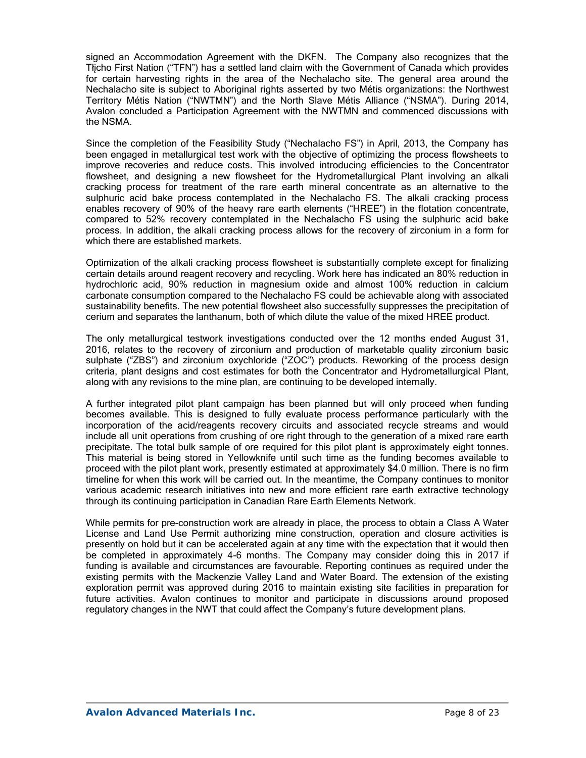signed an Accommodation Agreement with the DKFN. The Company also recognizes that the Tłįcho First Nation ("TFN") has a settled land claim with the Government of Canada which provides for certain harvesting rights in the area of the Nechalacho site. The general area around the Nechalacho site is subject to Aboriginal rights asserted by two Métis organizations: the Northwest Territory Métis Nation ("NWTMN") and the North Slave Métis Alliance ("NSMA"). During 2014, Avalon concluded a Participation Agreement with the NWTMN and commenced discussions with the NSMA.

Since the completion of the Feasibility Study ("Nechalacho FS") in April, 2013, the Company has been engaged in metallurgical test work with the objective of optimizing the process flowsheets to improve recoveries and reduce costs. This involved introducing efficiencies to the Concentrator flowsheet, and designing a new flowsheet for the Hydrometallurgical Plant involving an alkali cracking process for treatment of the rare earth mineral concentrate as an alternative to the sulphuric acid bake process contemplated in the Nechalacho FS. The alkali cracking process enables recovery of 90% of the heavy rare earth elements ("HREE") in the flotation concentrate, compared to 52% recovery contemplated in the Nechalacho FS using the sulphuric acid bake process. In addition, the alkali cracking process allows for the recovery of zirconium in a form for which there are established markets.

Optimization of the alkali cracking process flowsheet is substantially complete except for finalizing certain details around reagent recovery and recycling. Work here has indicated an 80% reduction in hydrochloric acid, 90% reduction in magnesium oxide and almost 100% reduction in calcium carbonate consumption compared to the Nechalacho FS could be achievable along with associated sustainability benefits. The new potential flowsheet also successfully suppresses the precipitation of cerium and separates the lanthanum, both of which dilute the value of the mixed HREE product.

The only metallurgical testwork investigations conducted over the 12 months ended August 31, 2016, relates to the recovery of zirconium and production of marketable quality zirconium basic sulphate ("ZBS") and zirconium oxychloride ("ZOC") products. Reworking of the process design criteria, plant designs and cost estimates for both the Concentrator and Hydrometallurgical Plant, along with any revisions to the mine plan, are continuing to be developed internally.

A further integrated pilot plant campaign has been planned but will only proceed when funding becomes available. This is designed to fully evaluate process performance particularly with the incorporation of the acid/reagents recovery circuits and associated recycle streams and would include all unit operations from crushing of ore right through to the generation of a mixed rare earth precipitate. The total bulk sample of ore required for this pilot plant is approximately eight tonnes. This material is being stored in Yellowknife until such time as the funding becomes available to proceed with the pilot plant work, presently estimated at approximately $4.0 million. There is no firm timeline for when this work will be carried out. In the meantime, the Company continues to monitor various academic research initiatives into new and more efficient rare earth extractive technology through its continuing participation in Canadian Rare Earth Elements Network.

While permits for pre-construction work are already in place, the process to obtain a Class A Water License and Land Use Permit authorizing mine construction, operation and closure activities is presently on hold but it can be accelerated again at any time with the expectation that it would then be completed in approximately 4-6 months. The Company may consider doing this in 2017 if funding is available and circumstances are favourable. Reporting continues as required under the existing permits with the Mackenzie Valley Land and Water Board. The extension of the existing exploration permit was approved during 2016 to maintain existing site facilities in preparation for future activities. Avalon continues to monitor and participate in discussions around proposed regulatory changes in the NWT that could affect the Company's future development plans.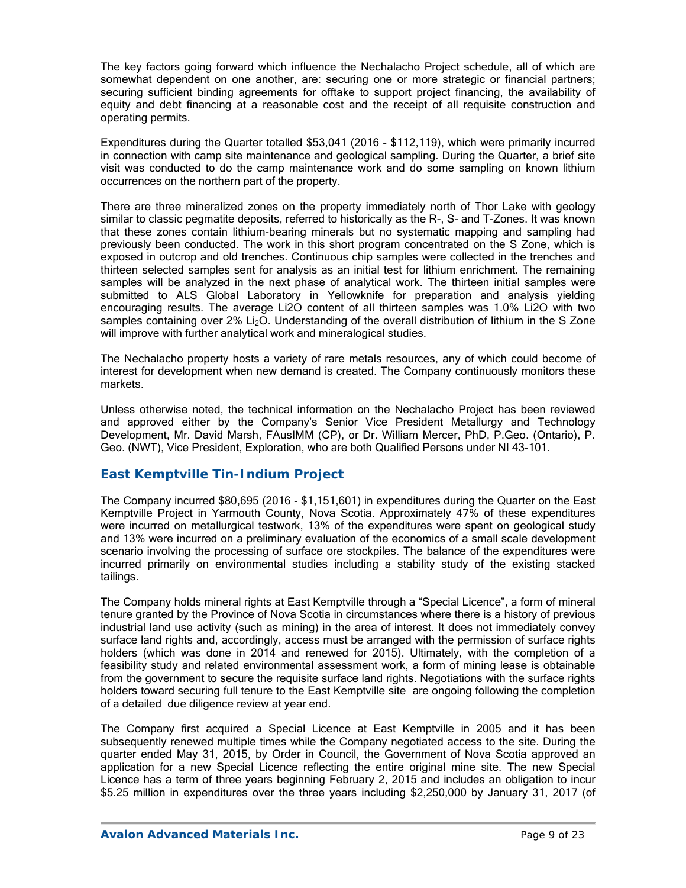The key factors going forward which influence the Nechalacho Project schedule, all of which are somewhat dependent on one another, are: securing one or more strategic or financial partners; securing sufficient binding agreements for offtake to support project financing, the availability of equity and debt financing at a reasonable cost and the receipt of all requisite construction and operating permits.

Expenditures during the Quarter totalled $53,041 (2016 - $112,119), which were primarily incurred in connection with camp site maintenance and geological sampling. During the Quarter, a brief site visit was conducted to do the camp maintenance work and do some sampling on known lithium occurrences on the northern part of the property.

There are three mineralized zones on the property immediately north of Thor Lake with geology similar to classic pegmatite deposits, referred to historically as the R-, S- and T-Zones. It was known that these zones contain lithium-bearing minerals but no systematic mapping and sampling had previously been conducted. The work in this short program concentrated on the S Zone, which is exposed in outcrop and old trenches. Continuous chip samples were collected in the trenches and thirteen selected samples sent for analysis as an initial test for lithium enrichment. The remaining samples will be analyzed in the next phase of analytical work. The thirteen initial samples were submitted to ALS Global Laboratory in Yellowknife for preparation and analysis yielding encouraging results. The average Li2O content of all thirteen samples was 1.0% Li2O with two samples containing over 2% $Li_2O$. Understanding of the overall distribution of lithium in the S Zone will improve with further analytical work and mineralogical studies.

The Nechalacho property hosts a variety of rare metals resources, any of which could become of interest for development when new demand is created. The Company continuously monitors these markets.

Unless otherwise noted, the technical information on the Nechalacho Project has been reviewed and approved either by the Company's Senior Vice President Metallurgy and Technology Development, Mr. David Marsh, FAusIMM (CP), or Dr. William Mercer, PhD, P.Geo. (Ontario), P. Geo. (NWT), Vice President, Exploration, who are both Qualified Persons under NI 43-101.

## East Kemptville Tin-Indium Project

The Company incurred $80,695 (2016 - $1,151,601) in expenditures during the Quarter on the East Kemptville Project in Yarmouth County, Nova Scotia. Approximately 47% of these expenditures were incurred on metallurgical testwork, 13% of the expenditures were spent on geological study and 13% were incurred on a preliminary evaluation of the economics of a small scale development scenario involving the processing of surface ore stockpiles. The balance of the expenditures were incurred primarily on environmental studies including a stability study of the existing stacked tailings.

The Company holds mineral rights at East Kemptville through a "Special Licence", a form of mineral tenure granted by the Province of Nova Scotia in circumstances where there is a history of previous industrial land use activity (such as mining) in the area of interest. It does not immediately convey surface land rights and, accordingly, access must be arranged with the permission of surface rights holders (which was done in 2014 and renewed for 2015). Ultimately, with the completion of a feasibility study and related environmental assessment work, a form of mining lease is obtainable from the government to secure the requisite surface land rights. Negotiations with the surface rights holders toward securing full tenure to the East Kemptville site are ongoing following the completion of a detailed due diligence review at year end.

The Company first acquired a Special Licence at East Kemptville in 2005 and it has been subsequently renewed multiple times while the Company negotiated access to the site. During the quarter ended May 31, 2015, by Order in Council, the Government of Nova Scotia approved an application for a new Special Licence reflecting the entire original mine site. The new Special Licence has a term of three years beginning February 2, 2015 and includes an obligation to incur $5.25 million in expenditures over the three years including $2,250,000 by January 31, 2017 (of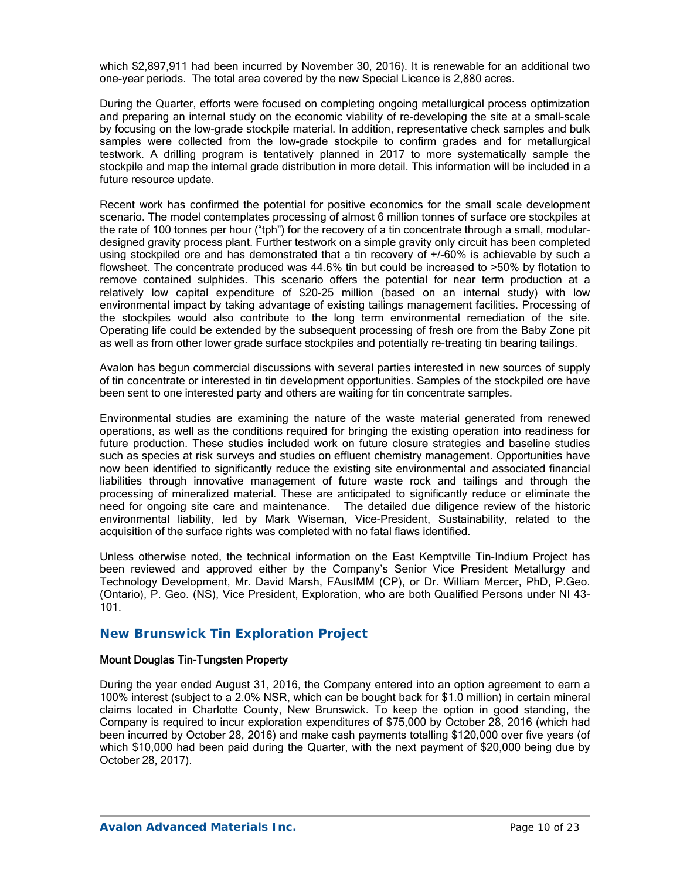which $2,897,911 had been incurred by November 30, 2016). It is renewable for an additional two one-year periods. The total area covered by the new Special Licence is 2,880 acres.

During the Quarter, efforts were focused on completing ongoing metallurgical process optimization and preparing an internal study on the economic viability of re-developing the site at a small-scale by focusing on the low-grade stockpile material. In addition, representative check samples and bulk samples were collected from the low-grade stockpile to confirm grades and for metallurgical testwork. A drilling program is tentatively planned in 2017 to more systematically sample the stockpile and map the internal grade distribution in more detail. This information will be included in a future resource update.

Recent work has confirmed the potential for positive economics for the small scale development scenario. The model contemplates processing of almost 6 million tonnes of surface ore stockpiles at the rate of 100 tonnes per hour ("tph") for the recovery of a tin concentrate through a small, modular-designed gravity process plant. Further testwork on a simple gravity only circuit has been completed using stockpiled ore and has demonstrated that a tin recovery of +/-60% is achievable by such a flowsheet. The concentrate produced was 44.6% tin but could be increased to >50% by flotation to remove contained sulphides. This scenario offers the potential for near term production at a relatively low capital expenditure of $20-25 million (based on an internal study) with low environmental impact by taking advantage of existing tailings management facilities. Processing of the stockpiles would also contribute to the long term environmental remediation of the site. Operating life could be extended by the subsequent processing of fresh ore from the Baby Zone pit as well as from other lower grade surface stockpiles and potentially re-treating tin bearing tailings.

Avalon has begun commercial discussions with several parties interested in new sources of supply of tin concentrate or interested in tin development opportunities. Samples of the stockpiled ore have been sent to one interested party and others are waiting for tin concentrate samples.

Environmental studies are examining the nature of the waste material generated from renewed operations, as well as the conditions required for bringing the existing operation into readiness for future production. These studies included work on future closure strategies and baseline studies such as species at risk surveys and studies on effluent chemistry management. Opportunities have now been identified to significantly reduce the existing site environmental and associated financial liabilities through innovative management of future waste rock and tailings and through the processing of mineralized material. These are anticipated to significantly reduce or eliminate the need for ongoing site care and maintenance. The detailed due diligence review of the historic environmental liability, led by Mark Wiseman, Vice-President, Sustainability, related to the acquisition of the surface rights was completed with no fatal flaws identified.

Unless otherwise noted, the technical information on the East Kemptville Tin-Indium Project has been reviewed and approved either by the Company's Senior Vice President Metallurgy and Technology Development, Mr. David Marsh, FAusIMM (CP), or Dr. William Mercer, PhD, P.Geo. (Ontario), P. Geo. (NS), Vice President, Exploration, who are both Qualified Persons under NI 43-101.

## New Brunswick Tin Exploration Project

### Mount Douglas Tin-Tungsten Property

During the year ended August 31, 2016, the Company entered into an option agreement to earn a 100% interest (subject to a 2.0% NSR, which can be bought back for $1.0 million) in certain mineral claims located in Charlotte County, New Brunswick. To keep the option in good standing, the Company is required to incur exploration expenditures of $75,000 by October 28, 2016 (which had been incurred by October 28, 2016) and make cash payments totalling $120,000 over five years (of which $10,000 had been paid during the Quarter, with the next payment of $20,000 being due by October 28, 2017).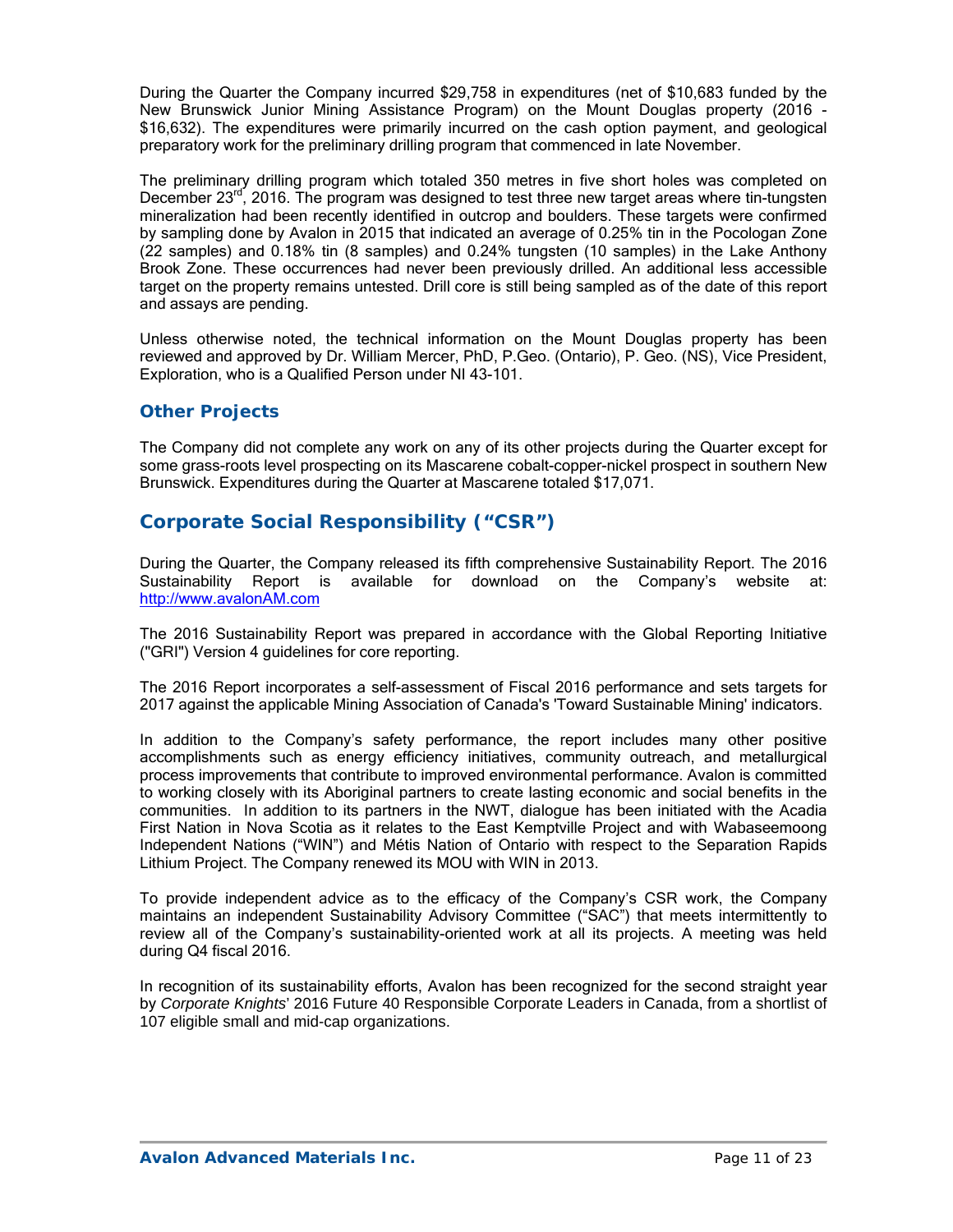During the Quarter the Company incurred $29,758 in expenditures (net of $10,683 funded by the New Brunswick Junior Mining Assistance Program) on the Mount Douglas property (2016 - $16,632). The expenditures were primarily incurred on the cash option payment, and geological preparatory work for the preliminary drilling program that commenced in late November.

The preliminary drilling program which totaled 350 metres in five short holes was completed on December 23rd, 2016. The program was designed to test three new target areas where tin-tungsten mineralization had been recently identified in outcrop and boulders. These targets were confirmed by sampling done by Avalon in 2015 that indicated an average of 0.25% tin in the Pocologan Zone (22 samples) and 0.18% tin (8 samples) and 0.24% tungsten (10 samples) in the Lake Anthony Brook Zone. These occurrences had never been previously drilled. An additional less accessible target on the property remains untested. Drill core is still being sampled as of the date of this report and assays are pending.

Unless otherwise noted, the technical information on the Mount Douglas property has been reviewed and approved by Dr. William Mercer, PhD, P.Geo. (Ontario), P. Geo. (NS), Vice President, Exploration, who is a Qualified Person under NI 43-101.

### Other Projects

The Company did not complete any work on any of its other projects during the Quarter except for some grass-roots level prospecting on its Mascarene cobalt-copper-nickel prospect in southern New Brunswick. Expenditures during the Quarter at Mascarene totaled $17,071.

## Corporate Social Responsibility ("CSR")

During the Quarter, the Company released its fifth comprehensive Sustainability Report. The 2016 Sustainability Report is available for download on the Company's website at: http://www.avalonAM.com

The 2016 Sustainability Report was prepared in accordance with the Global Reporting Initiative ("GRI") Version 4 guidelines for core reporting.

The 2016 Report incorporates a self-assessment of Fiscal 2016 performance and sets targets for 2017 against the applicable Mining Association of Canada's 'Toward Sustainable Mining' indicators.

In addition to the Company's safety performance, the report includes many other positive accomplishments such as energy efficiency initiatives, community outreach, and metallurgical process improvements that contribute to improved environmental performance. Avalon is committed to working closely with its Aboriginal partners to create lasting economic and social benefits in the communities. In addition to its partners in the NWT, dialogue has been initiated with the Acadia First Nation in Nova Scotia as it relates to the East Kemptville Project and with Wabaseemoong Independent Nations ("WIN") and Métis Nation of Ontario with respect to the Separation Rapids Lithium Project. The Company renewed its MOU with WIN in 2013.

To provide independent advice as to the efficacy of the Company's CSR work, the Company maintains an independent Sustainability Advisory Committee ("SAC") that meets intermittently to review all of the Company's sustainability-oriented work at all its projects. A meeting was held during Q4 fiscal 2016.

In recognition of its sustainability efforts, Avalon has been recognized for the second straight year by *Corporate Knights*' 2016 Future 40 Responsible Corporate Leaders in Canada, from a shortlist of 107 eligible small and mid-cap organizations.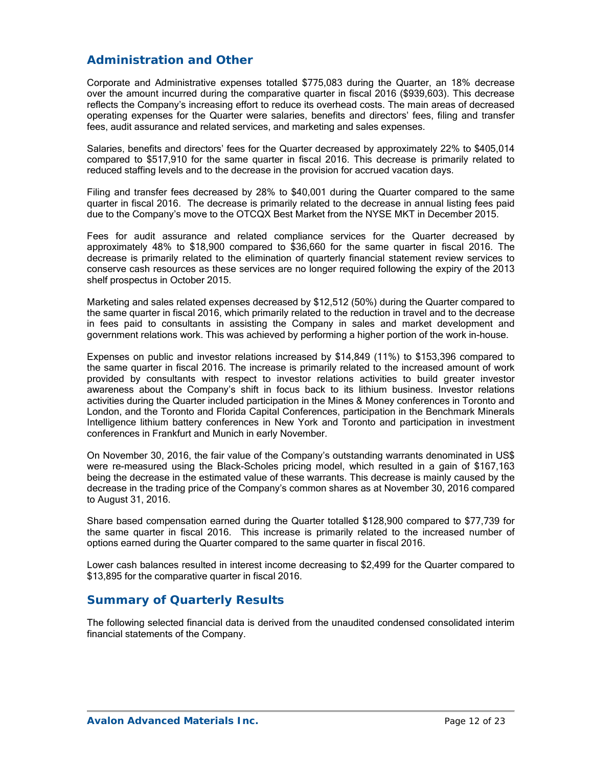## Administration and Other

Corporate and Administrative expenses totalled $775,083 during the Quarter, an 18% decrease over the amount incurred during the comparative quarter in fiscal 2016 ($939,603). This decrease reflects the Company's increasing effort to reduce its overhead costs. The main areas of decreased operating expenses for the Quarter were salaries, benefits and directors' fees, filing and transfer fees, audit assurance and related services, and marketing and sales expenses.

Salaries, benefits and directors' fees for the Quarter decreased by approximately 22% to $405,014 compared to $517,910 for the same quarter in fiscal 2016. This decrease is primarily related to reduced staffing levels and to the decrease in the provision for accrued vacation days.

Filing and transfer fees decreased by 28% to $40,001 during the Quarter compared to the same quarter in fiscal 2016. The decrease is primarily related to the decrease in annual listing fees paid due to the Company's move to the OTCQX Best Market from the NYSE MKT in December 2015.

Fees for audit assurance and related compliance services for the Quarter decreased by approximately 48% to $18,900 compared to $36,660 for the same quarter in fiscal 2016. The decrease is primarily related to the elimination of quarterly financial statement review services to conserve cash resources as these services are no longer required following the expiry of the 2013 shelf prospectus in October 2015.

Marketing and sales related expenses decreased by $12,512 (50%) during the Quarter compared to the same quarter in fiscal 2016, which primarily related to the reduction in travel and to the decrease in fees paid to consultants in assisting the Company in sales and market development and government relations work. This was achieved by performing a higher portion of the work in-house.

Expenses on public and investor relations increased by $14,849 (11%) to $153,396 compared to the same quarter in fiscal 2016. The increase is primarily related to the increased amount of work provided by consultants with respect to investor relations activities to build greater investor awareness about the Company's shift in focus back to its lithium business. Investor relations activities during the Quarter included participation in the Mines & Money conferences in Toronto and London, and the Toronto and Florida Capital Conferences, participation in the Benchmark Minerals Intelligence lithium battery conferences in New York and Toronto and participation in investment conferences in Frankfurt and Munich in early November.

On November 30, 2016, the fair value of the Company's outstanding warrants denominated in US$ were re-measured using the Black-Scholes pricing model, which resulted in a gain of $167,163 being the decrease in the estimated value of these warrants. This decrease is mainly caused by the decrease in the trading price of the Company's common shares as at November 30, 2016 compared to August 31, 2016.

Share based compensation earned during the Quarter totalled $128,900 compared to $77,739 for the same quarter in fiscal 2016. This increase is primarily related to the increased number of options earned during the Quarter compared to the same quarter in fiscal 2016.

Lower cash balances resulted in interest income decreasing to $2,499 for the Quarter compared to $13,895 for the comparative quarter in fiscal 2016.

## Summary of Quarterly Results

The following selected financial data is derived from the unaudited condensed consolidated interim financial statements of the Company.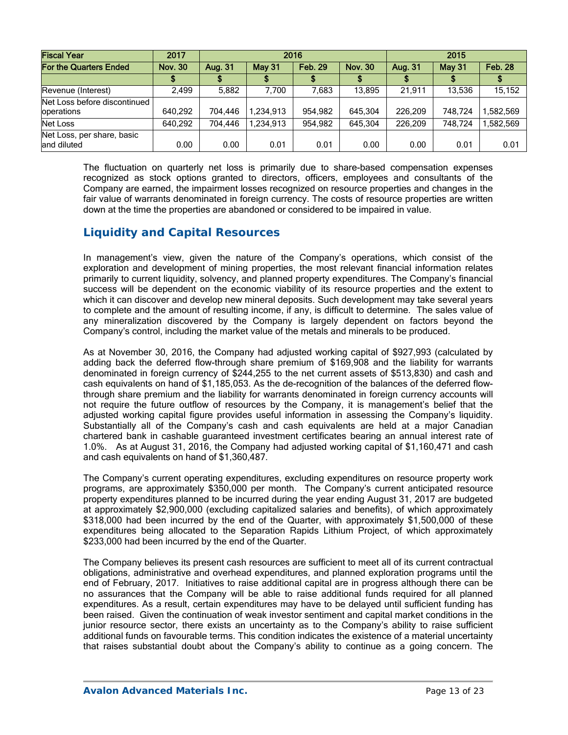| Fiscal Year | 2017 | 2016 | | | | 2015 | | |
|---|---|---|---|---|---|---|---|---|
| For the Quarters Ended | Nov. 30 | Aug. 31 | May 31 | Feb. 29 | Nov. 30 | Aug. 31 | May 31 | Feb. 28 |
| | $ | $ | $ | $ | $ | $ | $ | $ |
| Revenue (Interest) | 2,499 | 5,882 | 7,700 | 7,683 | 13,895 | 21,911 | 13,536 | 15,152 |
| Net Loss before discontinued operations | 640,292 | 704,446 | 1,234,913 | 954,982 | 645,304 | 226,209 | 748,724 | 1,582,569 |
| Net Loss | 640,292 | 704,446 | 1,234,913 | 954,982 | 645,304 | 226,209 | 748,724 | 1,582,569 |
| Net Loss, per share, basic and diluted | 0.00 | 0.00 | 0.01 | 0.01 | 0.00 | 0.00 | 0.01 | 0.01 |

The fluctuation on quarterly net loss is primarily due to share-based compensation expenses recognized as stock options granted to directors, officers, employees and consultants of the Company are earned, the impairment losses recognized on resource properties and changes in the fair value of warrants denominated in foreign currency. The costs of resource properties are written down at the time the properties are abandoned or considered to be impaired in value.

## Liquidity and Capital Resources

In management's view, given the nature of the Company's operations, which consist of the exploration and development of mining properties, the most relevant financial information relates primarily to current liquidity, solvency, and planned property expenditures. The Company's financial success will be dependent on the economic viability of its resource properties and the extent to which it can discover and develop new mineral deposits. Such development may take several years to complete and the amount of resulting income, if any, is difficult to determine. The sales value of any mineralization discovered by the Company is largely dependent on factors beyond the Company's control, including the market value of the metals and minerals to be produced.

As at November 30, 2016, the Company had adjusted working capital of $927,993 (calculated by adding back the deferred flow-through share premium of $169,908 and the liability for warrants denominated in foreign currency of $244,255 to the net current assets of $513,830) and cash and cash equivalents on hand of $1,185,053. As the de-recognition of the balances of the deferred flow-through share premium and the liability for warrants denominated in foreign currency accounts will not require the future outflow of resources by the Company, it is management's belief that the adjusted working capital figure provides useful information in assessing the Company's liquidity. Substantially all of the Company's cash and cash equivalents are held at a major Canadian chartered bank in cashable guaranteed investment certificates bearing an annual interest rate of 1.0%. As at August 31, 2016, the Company had adjusted working capital of $1,160,471 and cash and cash equivalents on hand of $1,360,487.

The Company's current operating expenditures, excluding expenditures on resource property work programs, are approximately $350,000 per month. The Company's current anticipated resource property expenditures planned to be incurred during the year ending August 31, 2017 are budgeted at approximately $2,900,000 (excluding capitalized salaries and benefits), of which approximately $318,000 had been incurred by the end of the Quarter, with approximately $1,500,000 of these expenditures being allocated to the Separation Rapids Lithium Project, of which approximately $233,000 had been incurred by the end of the Quarter.

The Company believes its present cash resources are sufficient to meet all of its current contractual obligations, administrative and overhead expenditures, and planned exploration programs until the end of February, 2017. Initiatives to raise additional capital are in progress although there can be no assurances that the Company will be able to raise additional funds required for all planned expenditures. As a result, certain expenditures may have to be delayed until sufficient funding has been raised. Given the continuation of weak investor sentiment and capital market conditions in the junior resource sector, there exists an uncertainty as to the Company's ability to raise sufficient additional funds on favourable terms. This condition indicates the existence of a material uncertainty that raises substantial doubt about the Company's ability to continue as a going concern. The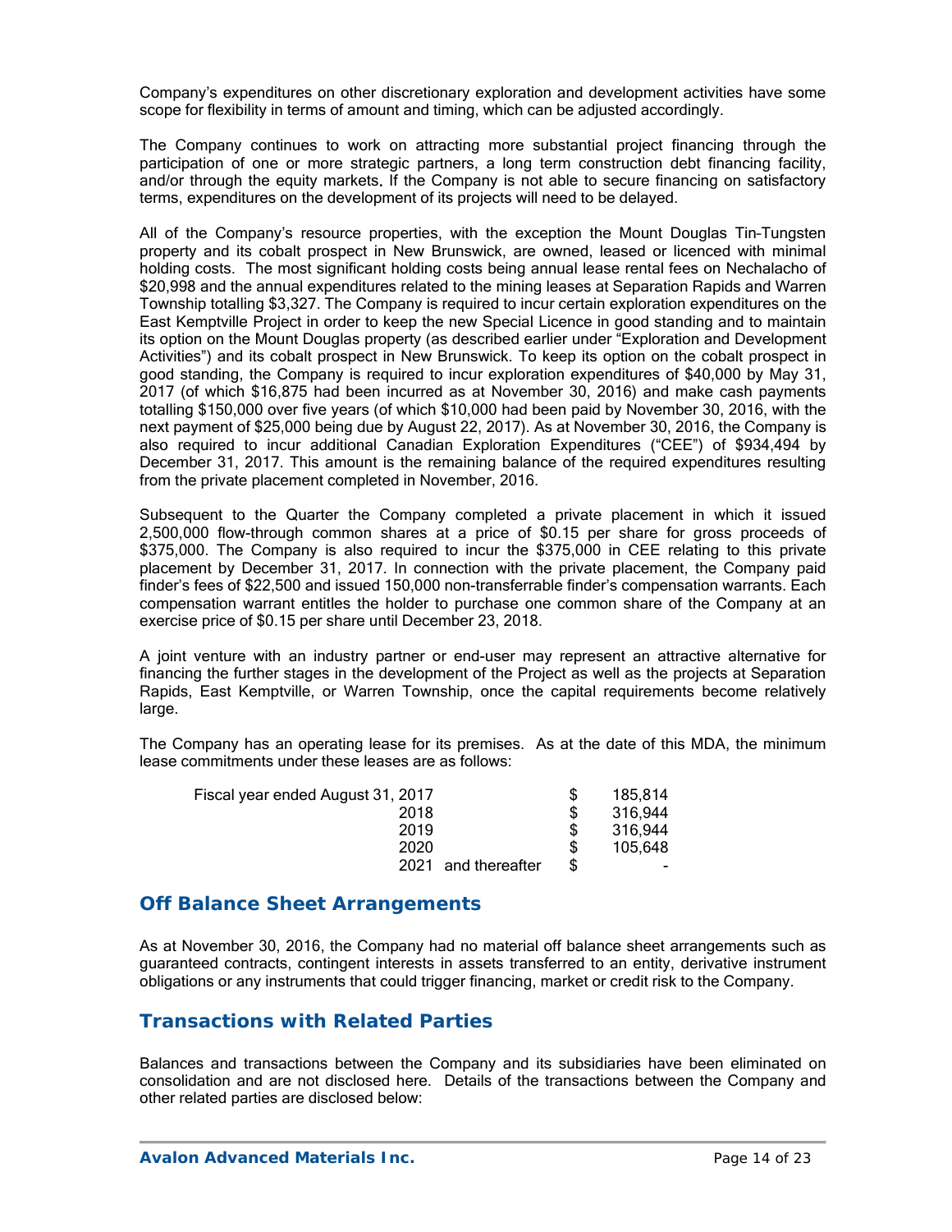Company's expenditures on other discretionary exploration and development activities have some scope for flexibility in terms of amount and timing, which can be adjusted accordingly.

The Company continues to work on attracting more substantial project financing through the participation of one or more strategic partners, a long term construction debt financing facility, and/or through the equity markets. If the Company is not able to secure financing on satisfactory terms, expenditures on the development of its projects will need to be delayed.

All of the Company's resource properties, with the exception the Mount Douglas Tin-Tungsten property and its cobalt prospect in New Brunswick, are owned, leased or licenced with minimal holding costs. The most significant holding costs being annual lease rental fees on Nechalacho of $20,998 and the annual expenditures related to the mining leases at Separation Rapids and Warren Township totalling $3,327. The Company is required to incur certain exploration expenditures on the East Kemptville Project in order to keep the new Special Licence in good standing and to maintain its option on the Mount Douglas property (as described earlier under "Exploration and Development Activities") and its cobalt prospect in New Brunswick. To keep its option on the cobalt prospect in good standing, the Company is required to incur exploration expenditures of $40,000 by May 31, 2017 (of which $16,875 had been incurred as at November 30, 2016) and make cash payments totalling $150,000 over five years (of which $10,000 had been paid by November 30, 2016, with the next payment of $25,000 being due by August 22, 2017). As at November 30, 2016, the Company is also required to incur additional Canadian Exploration Expenditures ("CEE") of $934,494 by December 31, 2017. This amount is the remaining balance of the required expenditures resulting from the private placement completed in November, 2016.

Subsequent to the Quarter the Company completed a private placement in which it issued 2,500,000 flow-through common shares at a price of $0.15 per share for gross proceeds of $375,000. The Company is also required to incur the $375,000 in CEE relating to this private placement by December 31, 2017. In connection with the private placement, the Company paid finder's fees of $22,500 and issued 150,000 non-transferrable finder's compensation warrants. Each compensation warrant entitles the holder to purchase one common share of the Company at an exercise price of $0.15 per share until December 23, 2018.

A joint venture with an industry partner or end-user may represent an attractive alternative for financing the further stages in the development of the Project as well as the projects at Separation Rapids, East Kemptville, or Warren Township, once the capital requirements become relatively large.

The Company has an operating lease for its premises. As at the date of this MDA, the minimum lease commitments under these leases are as follows:

| | | |
|---|---|---|
| Fiscal year ended August 31, 2017 | $ | 185,814 |
| 2018 | $ | 316,944 |
| 2019 | $ | 316,944 |
| 2020 | $ | 105,648 |
| 2021 and thereafter | $ | - |

## Off Balance Sheet Arrangements

As at November 30, 2016, the Company had no material off balance sheet arrangements such as guaranteed contracts, contingent interests in assets transferred to an entity, derivative instrument obligations or any instruments that could trigger financing, market or credit risk to the Company.

## Transactions with Related Parties

Balances and transactions between the Company and its subsidiaries have been eliminated on consolidation and are not disclosed here. Details of the transactions between the Company and other related parties are disclosed below: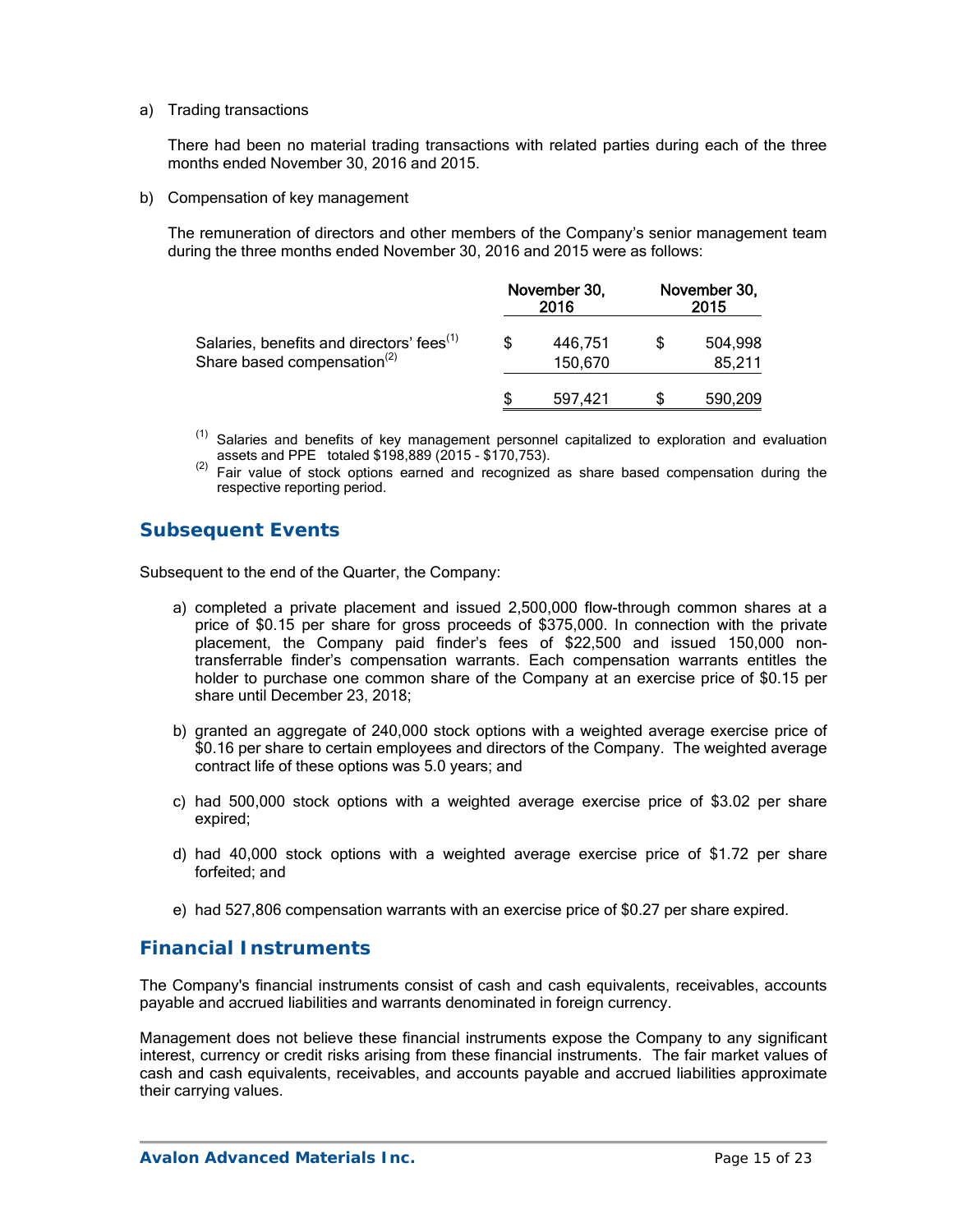a) Trading transactions

There had been no material trading transactions with related parties during each of the three months ended November 30, 2016 and 2015.

b) Compensation of key management

The remuneration of directors and other members of the Company's senior management team during the three months ended November 30, 2016 and 2015 were as follows:

| | November 30, 2016 | November 30, 2015 |
|---|---|---|
| Salaries, benefits and directors' fees[1] | $ 446,751 | $ 504,998 |
| Share based compensation[2] | 150,670 | 85,211 |
| | $ 597,421 | $ 590,209 |

[1] Salaries and benefits of key management personnel capitalized to exploration and evaluation assets and PPE totaled $198,889 (2015 - $170,753).
[2] Fair value of stock options earned and recognized as share based compensation during the respective reporting period.

## Subsequent Events

Subsequent to the end of the Quarter, the Company:

a) completed a private placement and issued 2,500,000 flow-through common shares at a price of $0.15 per share for gross proceeds of $375,000. In connection with the private placement, the Company paid finder's fees of $22,500 and issued 150,000 non-transferrable finder's compensation warrants. Each compensation warrants entitles the holder to purchase one common share of the Company at an exercise price of $0.15 per share until December 23, 2018;

b) granted an aggregate of 240,000 stock options with a weighted average exercise price of $0.16 per share to certain employees and directors of the Company. The weighted average contract life of these options was 5.0 years; and

c) had 500,000 stock options with a weighted average exercise price of $3.02 per share expired;

d) had 40,000 stock options with a weighted average exercise price of $1.72 per share forfeited; and

e) had 527,806 compensation warrants with an exercise price of $0.27 per share expired.

## Financial Instruments

The Company's financial instruments consist of cash and cash equivalents, receivables, accounts payable and accrued liabilities and warrants denominated in foreign currency.

Management does not believe these financial instruments expose the Company to any significant interest, currency or credit risks arising from these financial instruments. The fair market values of cash and cash equivalents, receivables, and accounts payable and accrued liabilities approximate their carrying values.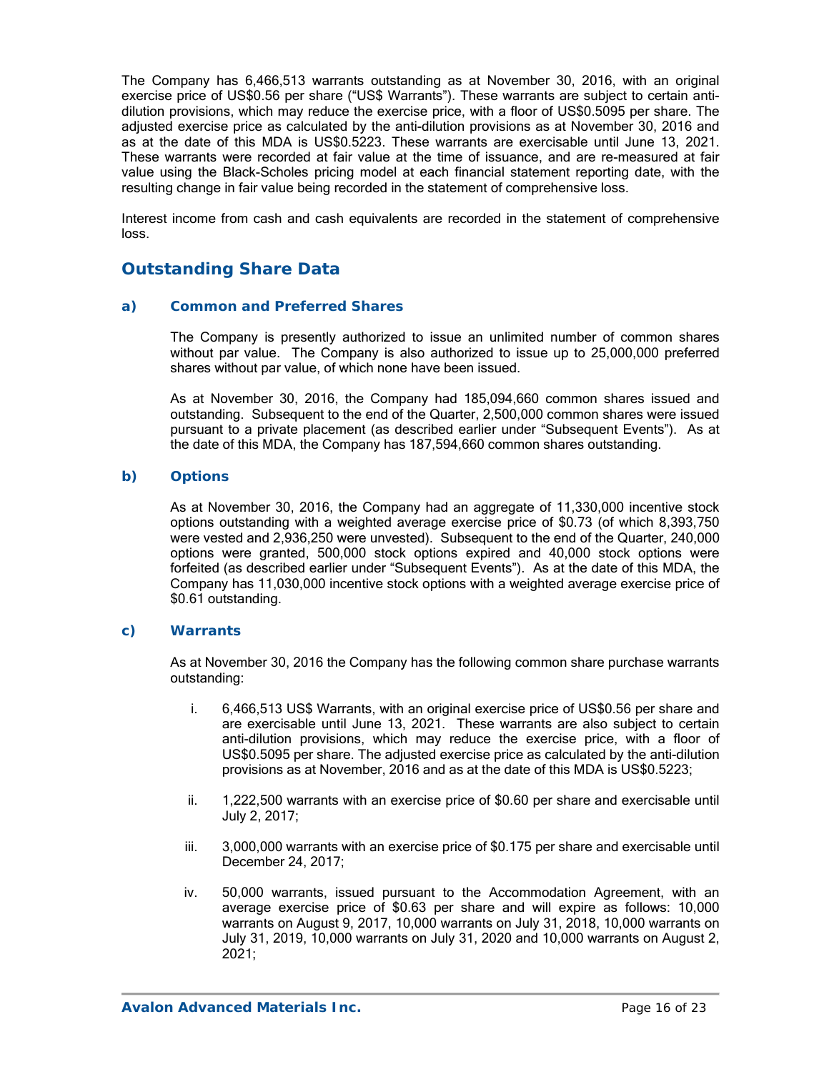The Company has 6,466,513 warrants outstanding as at November 30, 2016, with an original exercise price of US$0.56 per share ("US$ Warrants"). These warrants are subject to certain anti-dilution provisions, which may reduce the exercise price, with a floor of US$0.5095 per share. The adjusted exercise price as calculated by the anti-dilution provisions as at November 30, 2016 and as at the date of this MDA is US$0.5223. These warrants are exercisable until June 13, 2021. These warrants were recorded at fair value at the time of issuance, and are re-measured at fair value using the Black-Scholes pricing model at each financial statement reporting date, with the resulting change in fair value being recorded in the statement of comprehensive loss.

Interest income from cash and cash equivalents are recorded in the statement of comprehensive loss.

## Outstanding Share Data

### a) Common and Preferred Shares

The Company is presently authorized to issue an unlimited number of common shares without par value. The Company is also authorized to issue up to 25,000,000 preferred shares without par value, of which none have been issued.

As at November 30, 2016, the Company had 185,094,660 common shares issued and outstanding. Subsequent to the end of the Quarter, 2,500,000 common shares were issued pursuant to a private placement (as described earlier under "Subsequent Events"). As at the date of this MDA, the Company has 187,594,660 common shares outstanding.

### b) Options

As at November 30, 2016, the Company had an aggregate of 11,330,000 incentive stock options outstanding with a weighted average exercise price of $0.73 (of which 8,393,750 were vested and 2,936,250 were unvested). Subsequent to the end of the Quarter, 240,000 options were granted, 500,000 stock options expired and 40,000 stock options were forfeited (as described earlier under "Subsequent Events"). As at the date of this MDA, the Company has 11,030,000 incentive stock options with a weighted average exercise price of $0.61 outstanding.

### c) Warrants

As at November 30, 2016 the Company has the following common share purchase warrants outstanding:

i. 6,466,513 US$ Warrants, with an original exercise price of US$0.56 per share and are exercisable until June 13, 2021. These warrants are also subject to certain anti-dilution provisions, which may reduce the exercise price, with a floor of US$0.5095 per share. The adjusted exercise price as calculated by the anti-dilution provisions as at November, 2016 and as at the date of this MDA is US$0.5223;

ii. 1,222,500 warrants with an exercise price of $0.60 per share and exercisable until July 2, 2017;

iii. 3,000,000 warrants with an exercise price of $0.175 per share and exercisable until December 24, 2017;

iv. 50,000 warrants, issued pursuant to the Accommodation Agreement, with an average exercise price of $0.63 per share and will expire as follows: 10,000 warrants on August 9, 2017, 10,000 warrants on July 31, 2018, 10,000 warrants on July 31, 2019, 10,000 warrants on July 31, 2020 and 10,000 warrants on August 2, 2021;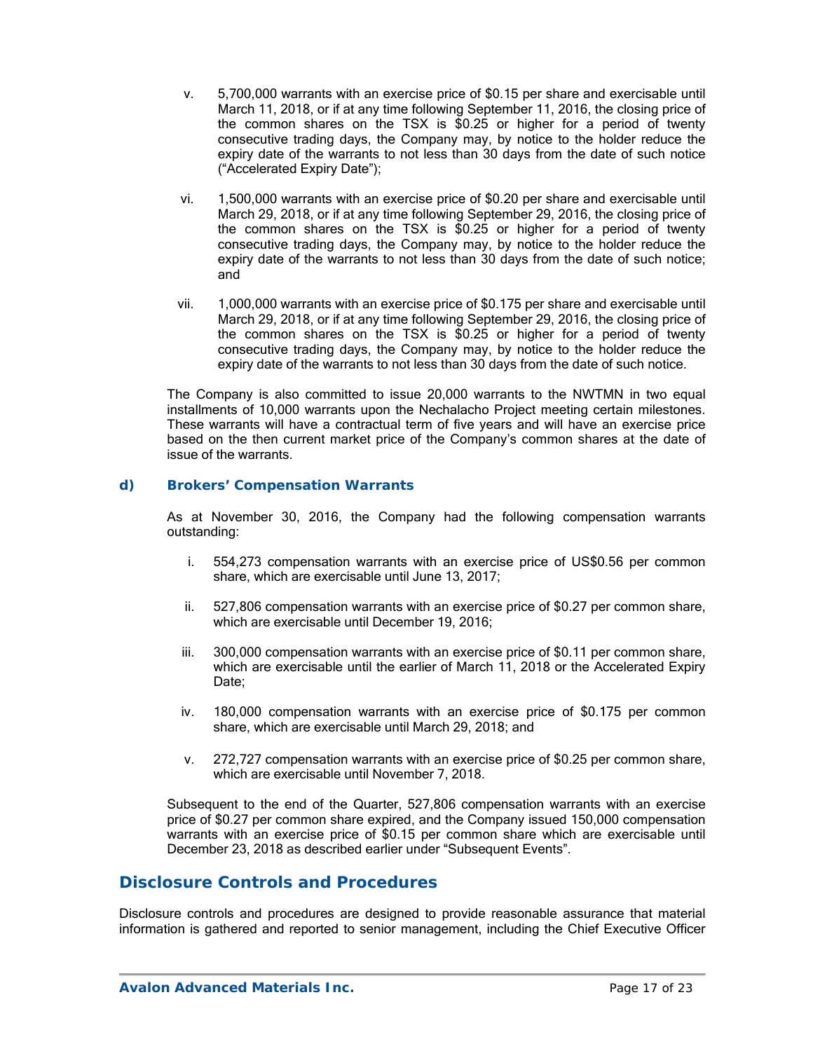v. 5,700,000 warrants with an exercise price of $0.15 per share and exercisable until March 11, 2018, or if at any time following September 11, 2016, the closing price of the common shares on the TSX is $0.25 or higher for a period of twenty consecutive trading days, the Company may, by notice to the holder reduce the expiry date of the warrants to not less than 30 days from the date of such notice ("Accelerated Expiry Date");

vi. 1,500,000 warrants with an exercise price of $0.20 per share and exercisable until March 29, 2018, or if at any time following September 29, 2016, the closing price of the common shares on the TSX is $0.25 or higher for a period of twenty consecutive trading days, the Company may, by notice to the holder reduce the expiry date of the warrants to not less than 30 days from the date of such notice; and

vii. 1,000,000 warrants with an exercise price of $0.175 per share and exercisable until March 29, 2018, or if at any time following September 29, 2016, the closing price of the common shares on the TSX is $0.25 or higher for a period of twenty consecutive trading days, the Company may, by notice to the holder reduce the expiry date of the warrants to not less than 30 days from the date of such notice.

The Company is also committed to issue 20,000 warrants to the NWTMN in two equal installments of 10,000 warrants upon the Nechalacho Project meeting certain milestones. These warrants will have a contractual term of five years and will have an exercise price based on the then current market price of the Company's common shares at the date of issue of the warrants.

### d) Brokers' Compensation Warrants

As at November 30, 2016, the Company had the following compensation warrants outstanding:

i. 554,273 compensation warrants with an exercise price of US$0.56 per common share, which are exercisable until June 13, 2017;

ii. 527,806 compensation warrants with an exercise price of $0.27 per common share, which are exercisable until December 19, 2016;

iii. 300,000 compensation warrants with an exercise price of $0.11 per common share, which are exercisable until the earlier of March 11, 2018 or the Accelerated Expiry Date;

iv. 180,000 compensation warrants with an exercise price of $0.175 per common share, which are exercisable until March 29, 2018; and

v. 272,727 compensation warrants with an exercise price of $0.25 per common share, which are exercisable until November 7, 2018.

Subsequent to the end of the Quarter, 527,806 compensation warrants with an exercise price of $0.27 per common share expired, and the Company issued 150,000 compensation warrants with an exercise price of $0.15 per common share which are exercisable until December 23, 2018 as described earlier under "Subsequent Events".

## Disclosure Controls and Procedures

Disclosure controls and procedures are designed to provide reasonable assurance that material information is gathered and reported to senior management, including the Chief Executive Officer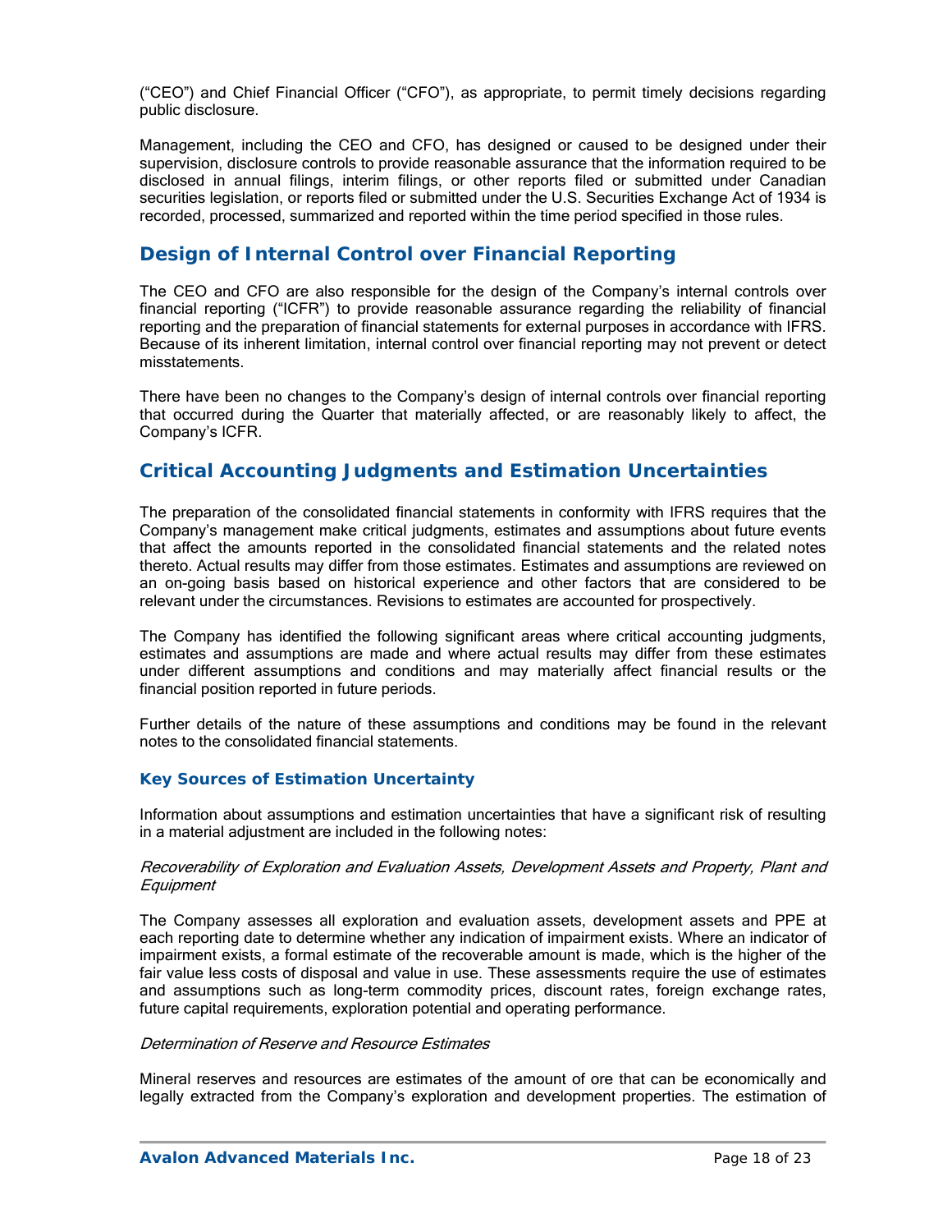("CEO") and Chief Financial Officer ("CFO"), as appropriate, to permit timely decisions regarding public disclosure.

Management, including the CEO and CFO, has designed or caused to be designed under their supervision, disclosure controls to provide reasonable assurance that the information required to be disclosed in annual filings, interim filings, or other reports filed or submitted under Canadian securities legislation, or reports filed or submitted under the U.S. Securities Exchange Act of 1934 is recorded, processed, summarized and reported within the time period specified in those rules.

## Design of Internal Control over Financial Reporting

The CEO and CFO are also responsible for the design of the Company's internal controls over financial reporting ("ICFR") to provide reasonable assurance regarding the reliability of financial reporting and the preparation of financial statements for external purposes in accordance with IFRS. Because of its inherent limitation, internal control over financial reporting may not prevent or detect misstatements.

There have been no changes to the Company's design of internal controls over financial reporting that occurred during the Quarter that materially affected, or are reasonably likely to affect, the Company's ICFR.

## Critical Accounting Judgments and Estimation Uncertainties

The preparation of the consolidated financial statements in conformity with IFRS requires that the Company's management make critical judgments, estimates and assumptions about future events that affect the amounts reported in the consolidated financial statements and the related notes thereto. Actual results may differ from those estimates. Estimates and assumptions are reviewed on an on-going basis based on historical experience and other factors that are considered to be relevant under the circumstances. Revisions to estimates are accounted for prospectively.

The Company has identified the following significant areas where critical accounting judgments, estimates and assumptions are made and where actual results may differ from these estimates under different assumptions and conditions and may materially affect financial results or the financial position reported in future periods.

Further details of the nature of these assumptions and conditions may be found in the relevant notes to the consolidated financial statements.

### Key Sources of Estimation Uncertainty

Information about assumptions and estimation uncertainties that have a significant risk of resulting in a material adjustment are included in the following notes:

*Recoverability of Exploration and Evaluation Assets, Development Assets and Property, Plant and Equipment*

The Company assesses all exploration and evaluation assets, development assets and PPE at each reporting date to determine whether any indication of impairment exists. Where an indicator of impairment exists, a formal estimate of the recoverable amount is made, which is the higher of the fair value less costs of disposal and value in use. These assessments require the use of estimates and assumptions such as long-term commodity prices, discount rates, foreign exchange rates, future capital requirements, exploration potential and operating performance.

*Determination of Reserve and Resource Estimates*

Mineral reserves and resources are estimates of the amount of ore that can be economically and legally extracted from the Company's exploration and development properties. The estimation of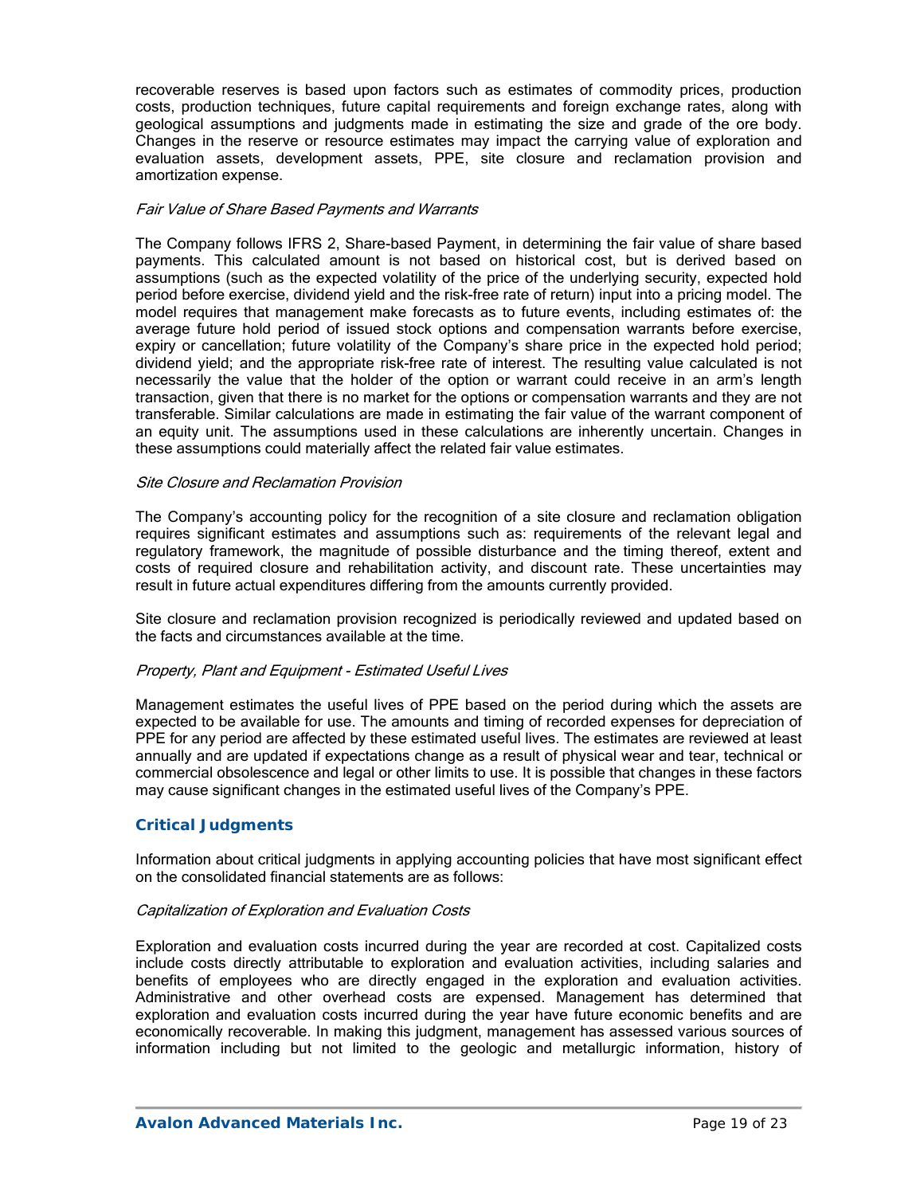recoverable reserves is based upon factors such as estimates of commodity prices, production costs, production techniques, future capital requirements and foreign exchange rates, along with geological assumptions and judgments made in estimating the size and grade of the ore body. Changes in the reserve or resource estimates may impact the carrying value of exploration and evaluation assets, development assets, PPE, site closure and reclamation provision and amortization expense.

*Fair Value of Share Based Payments and Warrants*

The Company follows IFRS 2, Share-based Payment, in determining the fair value of share based payments. This calculated amount is not based on historical cost, but is derived based on assumptions (such as the expected volatility of the price of the underlying security, expected hold period before exercise, dividend yield and the risk-free rate of return) input into a pricing model. The model requires that management make forecasts as to future events, including estimates of: the average future hold period of issued stock options and compensation warrants before exercise, expiry or cancellation; future volatility of the Company's share price in the expected hold period; dividend yield; and the appropriate risk-free rate of interest. The resulting value calculated is not necessarily the value that the holder of the option or warrant could receive in an arm's length transaction, given that there is no market for the options or compensation warrants and they are not transferable. Similar calculations are made in estimating the fair value of the warrant component of an equity unit. The assumptions used in these calculations are inherently uncertain. Changes in these assumptions could materially affect the related fair value estimates.

*Site Closure and Reclamation Provision*

The Company's accounting policy for the recognition of a site closure and reclamation obligation requires significant estimates and assumptions such as: requirements of the relevant legal and regulatory framework, the magnitude of possible disturbance and the timing thereof, extent and costs of required closure and rehabilitation activity, and discount rate. These uncertainties may result in future actual expenditures differing from the amounts currently provided.

Site closure and reclamation provision recognized is periodically reviewed and updated based on the facts and circumstances available at the time.

*Property, Plant and Equipment - Estimated Useful Lives*

Management estimates the useful lives of PPE based on the period during which the assets are expected to be available for use. The amounts and timing of recorded expenses for depreciation of PPE for any period are affected by these estimated useful lives. The estimates are reviewed at least annually and are updated if expectations change as a result of physical wear and tear, technical or commercial obsolescence and legal or other limits to use. It is possible that changes in these factors may cause significant changes in the estimated useful lives of the Company's PPE.

## Critical Judgments

Information about critical judgments in applying accounting policies that have most significant effect on the consolidated financial statements are as follows:

*Capitalization of Exploration and Evaluation Costs*

Exploration and evaluation costs incurred during the year are recorded at cost. Capitalized costs include costs directly attributable to exploration and evaluation activities, including salaries and benefits of employees who are directly engaged in the exploration and evaluation activities. Administrative and other overhead costs are expensed. Management has determined that exploration and evaluation costs incurred during the year have future economic benefits and are economically recoverable. In making this judgment, management has assessed various sources of information including but not limited to the geologic and metallurgic information, history of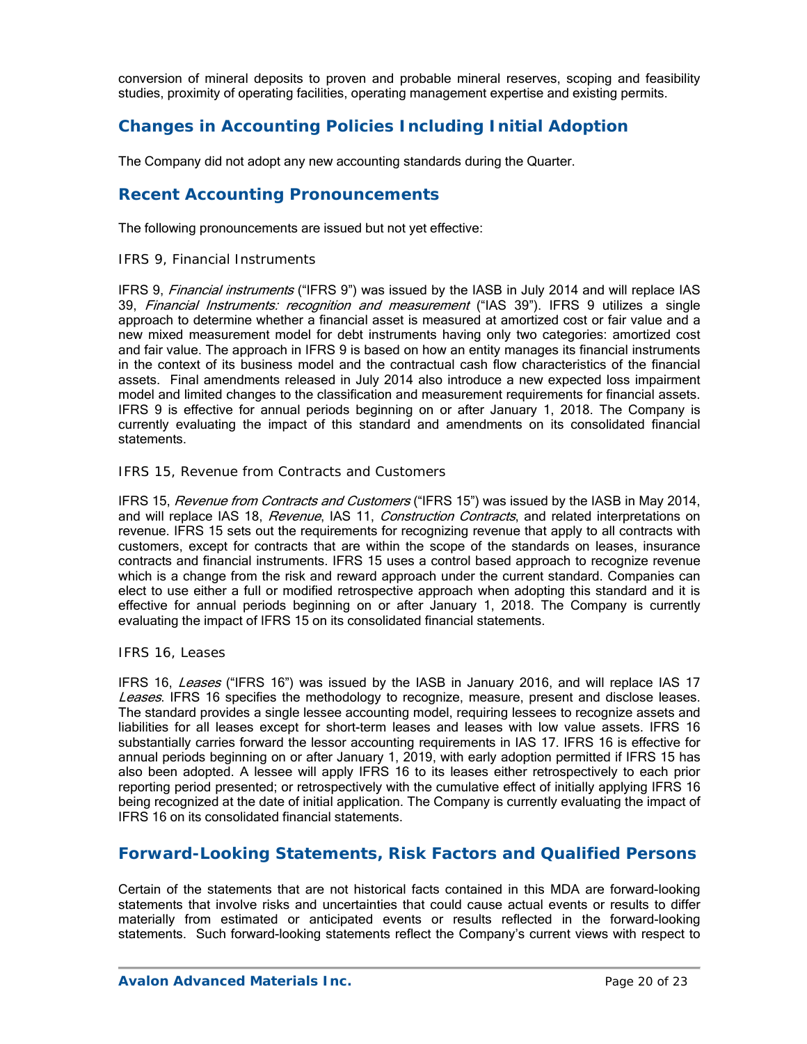conversion of mineral deposits to proven and probable mineral reserves, scoping and feasibility studies, proximity of operating facilities, operating management expertise and existing permits.

## Changes in Accounting Policies Including Initial Adoption

The Company did not adopt any new accounting standards during the Quarter.

## Recent Accounting Pronouncements

The following pronouncements are issued but not yet effective:

### IFRS 9, Financial Instruments

IFRS 9, *Financial instruments* ("IFRS 9") was issued by the IASB in July 2014 and will replace IAS 39, *Financial Instruments: recognition and measurement* ("IAS 39"). IFRS 9 utilizes a single approach to determine whether a financial asset is measured at amortized cost or fair value and a new mixed measurement model for debt instruments having only two categories: amortized cost and fair value. The approach in IFRS 9 is based on how an entity manages its financial instruments in the context of its business model and the contractual cash flow characteristics of the financial assets. Final amendments released in July 2014 also introduce a new expected loss impairment model and limited changes to the classification and measurement requirements for financial assets. IFRS 9 is effective for annual periods beginning on or after January 1, 2018. The Company is currently evaluating the impact of this standard and amendments on its consolidated financial statements.

### IFRS 15, Revenue from Contracts and Customers

IFRS 15, *Revenue from Contracts and Customers* ("IFRS 15") was issued by the IASB in May 2014, and will replace IAS 18, *Revenue*, IAS 11, *Construction Contracts*, and related interpretations on revenue. IFRS 15 sets out the requirements for recognizing revenue that apply to all contracts with customers, except for contracts that are within the scope of the standards on leases, insurance contracts and financial instruments. IFRS 15 uses a control based approach to recognize revenue which is a change from the risk and reward approach under the current standard. Companies can elect to use either a full or modified retrospective approach when adopting this standard and it is effective for annual periods beginning on or after January 1, 2018. The Company is currently evaluating the impact of IFRS 15 on its consolidated financial statements.

### IFRS 16, Leases

IFRS 16, *Leases* ("IFRS 16") was issued by the IASB in January 2016, and will replace IAS 17 *Leases*. IFRS 16 specifies the methodology to recognize, measure, present and disclose leases. The standard provides a single lessee accounting model, requiring lessees to recognize assets and liabilities for all leases except for short-term leases and leases with low value assets. IFRS 16 substantially carries forward the lessor accounting requirements in IAS 17. IFRS 16 is effective for annual periods beginning on or after January 1, 2019, with early adoption permitted if IFRS 15 has also been adopted. A lessee will apply IFRS 16 to its leases either retrospectively to each prior reporting period presented; or retrospectively with the cumulative effect of initially applying IFRS 16 being recognized at the date of initial application. The Company is currently evaluating the impact of IFRS 16 on its consolidated financial statements.

## Forward-Looking Statements, Risk Factors and Qualified Persons

Certain of the statements that are not historical facts contained in this MDA are forward-looking statements that involve risks and uncertainties that could cause actual events or results to differ materially from estimated or anticipated events or results reflected in the forward-looking statements. Such forward-looking statements reflect the Company's current views with respect to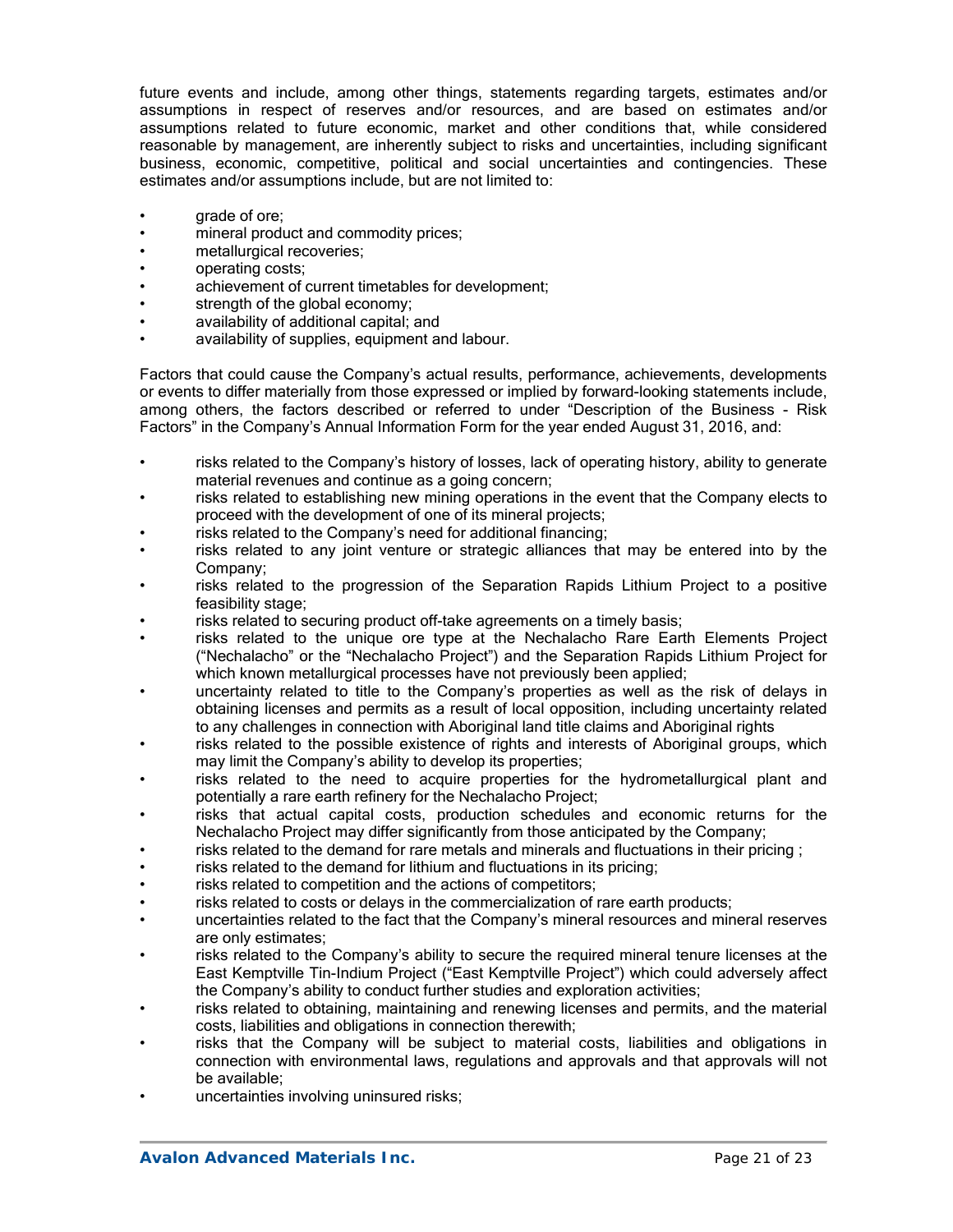future events and include, among other things, statements regarding targets, estimates and/or assumptions in respect of reserves and/or resources, and are based on estimates and/or assumptions related to future economic, market and other conditions that, while considered reasonable by management, are inherently subject to risks and uncertainties, including significant business, economic, competitive, political and social uncertainties and contingencies. These estimates and/or assumptions include, but are not limited to:

- grade of ore;
- mineral product and commodity prices;
- metallurgical recoveries;
- operating costs;
- achievement of current timetables for development;
- strength of the global economy;
- availability of additional capital; and
- availability of supplies, equipment and labour.

Factors that could cause the Company's actual results, performance, achievements, developments or events to differ materially from those expressed or implied by forward-looking statements include, among others, the factors described or referred to under "Description of the Business - Risk Factors" in the Company's Annual Information Form for the year ended August 31, 2016, and:

- risks related to the Company's history of losses, lack of operating history, ability to generate material revenues and continue as a going concern;
- risks related to establishing new mining operations in the event that the Company elects to proceed with the development of one of its mineral projects;
- risks related to the Company's need for additional financing;
- risks related to any joint venture or strategic alliances that may be entered into by the Company;
- risks related to the progression of the Separation Rapids Lithium Project to a positive feasibility stage;
- risks related to securing product off-take agreements on a timely basis;
- risks related to the unique ore type at the Nechalacho Rare Earth Elements Project ("Nechalacho" or the "Nechalacho Project") and the Separation Rapids Lithium Project for which known metallurgical processes have not previously been applied;
- uncertainty related to title to the Company's properties as well as the risk of delays in obtaining licenses and permits as a result of local opposition, including uncertainty related to any challenges in connection with Aboriginal land title claims and Aboriginal rights
- risks related to the possible existence of rights and interests of Aboriginal groups, which may limit the Company's ability to develop its properties;
- risks related to the need to acquire properties for the hydrometallurgical plant and potentially a rare earth refinery for the Nechalacho Project;
- risks that actual capital costs, production schedules and economic returns for the Nechalacho Project may differ significantly from those anticipated by the Company;
- risks related to the demand for rare metals and minerals and fluctuations in their pricing ;
- risks related to the demand for lithium and fluctuations in its pricing;
- risks related to competition and the actions of competitors;
- risks related to costs or delays in the commercialization of rare earth products;
- uncertainties related to the fact that the Company's mineral resources and mineral reserves are only estimates;
- risks related to the Company's ability to secure the required mineral tenure licenses at the East Kemptville Tin-Indium Project ("East Kemptville Project") which could adversely affect the Company's ability to conduct further studies and exploration activities;
- risks related to obtaining, maintaining and renewing licenses and permits, and the material costs, liabilities and obligations in connection therewith;
- risks that the Company will be subject to material costs, liabilities and obligations in connection with environmental laws, regulations and approvals and that approvals will not be available;
- uncertainties involving uninsured risks;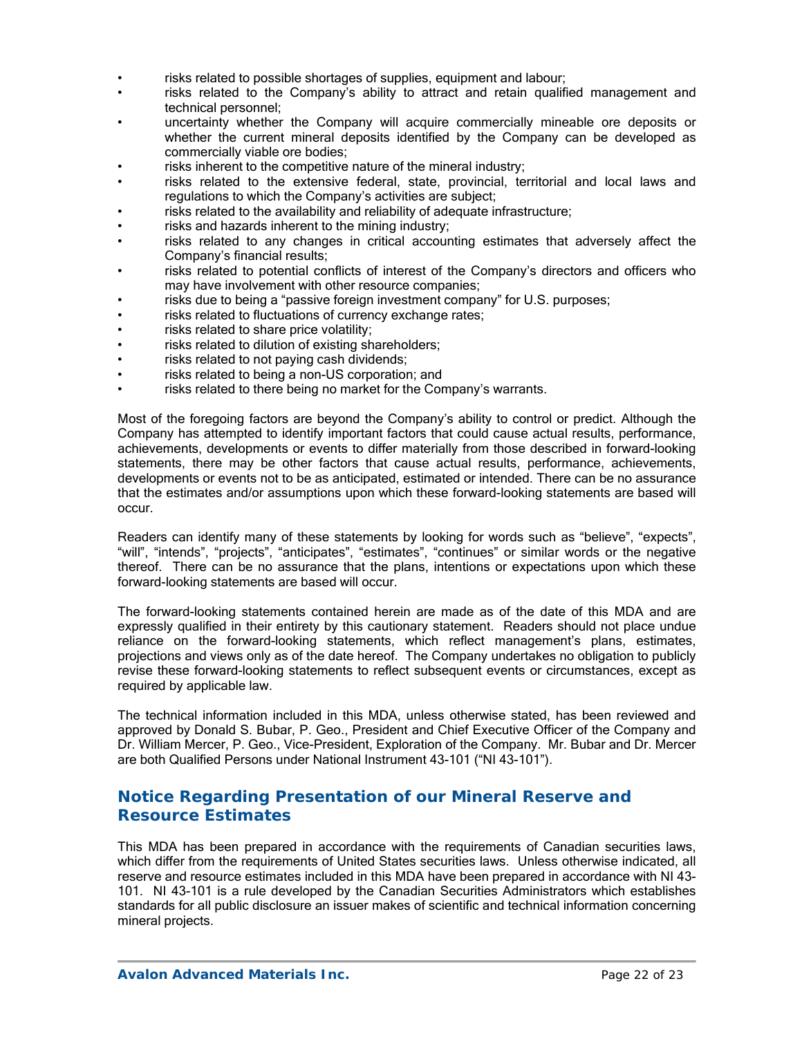- risks related to possible shortages of supplies, equipment and labour;
- risks related to the Company's ability to attract and retain qualified management and technical personnel;
- uncertainty whether the Company will acquire commercially mineable ore deposits or whether the current mineral deposits identified by the Company can be developed as commercially viable ore bodies;
- risks inherent to the competitive nature of the mineral industry;
- risks related to the extensive federal, state, provincial, territorial and local laws and regulations to which the Company's activities are subject;
- risks related to the availability and reliability of adequate infrastructure;
- risks and hazards inherent to the mining industry;
- risks related to any changes in critical accounting estimates that adversely affect the Company's financial results;
- risks related to potential conflicts of interest of the Company's directors and officers who may have involvement with other resource companies;
- risks due to being a "passive foreign investment company" for U.S. purposes;
- risks related to fluctuations of currency exchange rates;
- risks related to share price volatility;
- risks related to dilution of existing shareholders;
- risks related to not paying cash dividends;
- risks related to being a non-US corporation; and
- risks related to there being no market for the Company's warrants.

Most of the foregoing factors are beyond the Company's ability to control or predict. Although the Company has attempted to identify important factors that could cause actual results, performance, achievements, developments or events to differ materially from those described in forward-looking statements, there may be other factors that cause actual results, performance, achievements, developments or events not to be as anticipated, estimated or intended. There can be no assurance that the estimates and/or assumptions upon which these forward-looking statements are based will occur.

Readers can identify many of these statements by looking for words such as "believe", "expects", "will", "intends", "projects", "anticipates", "estimates", "continues" or similar words or the negative thereof. There can be no assurance that the plans, intentions or expectations upon which these forward-looking statements are based will occur.

The forward-looking statements contained herein are made as of the date of this MDA and are expressly qualified in their entirety by this cautionary statement. Readers should not place undue reliance on the forward-looking statements, which reflect management's plans, estimates, projections and views only as of the date hereof. The Company undertakes no obligation to publicly revise these forward-looking statements to reflect subsequent events or circumstances, except as required by applicable law.

The technical information included in this MDA, unless otherwise stated, has been reviewed and approved by Donald S. Bubar, P. Geo., President and Chief Executive Officer of the Company and Dr. William Mercer, P. Geo., Vice-President, Exploration of the Company. Mr. Bubar and Dr. Mercer are both Qualified Persons under National Instrument 43-101 ("NI 43-101").

## Notice Regarding Presentation of our Mineral Reserve and Resource Estimates

This MDA has been prepared in accordance with the requirements of Canadian securities laws, which differ from the requirements of United States securities laws. Unless otherwise indicated, all reserve and resource estimates included in this MDA have been prepared in accordance with NI 43-101. NI 43-101 is a rule developed by the Canadian Securities Administrators which establishes standards for all public disclosure an issuer makes of scientific and technical information concerning mineral projects.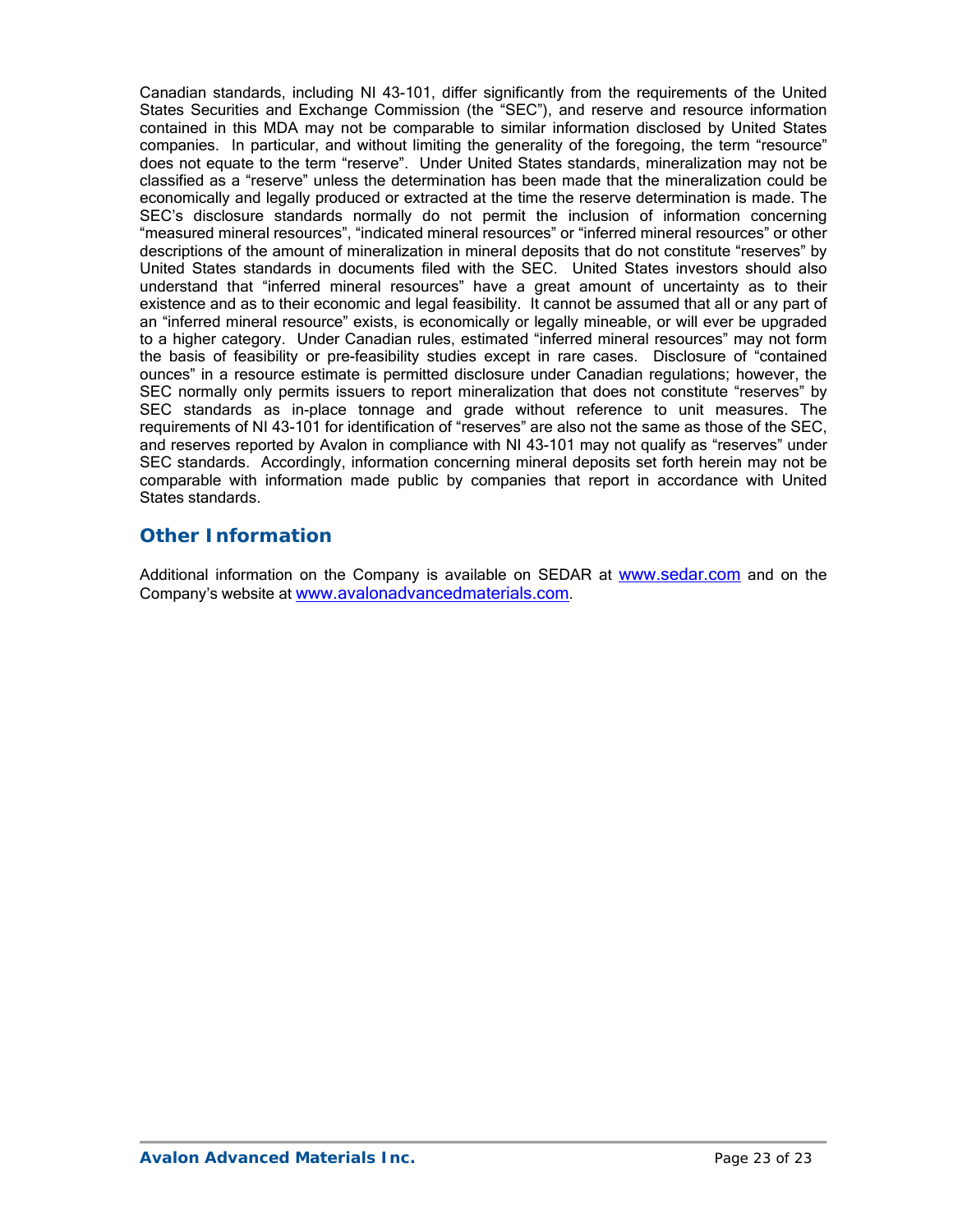Canadian standards, including NI 43-101, differ significantly from the requirements of the United States Securities and Exchange Commission (the "SEC"), and reserve and resource information contained in this MDA may not be comparable to similar information disclosed by United States companies. In particular, and without limiting the generality of the foregoing, the term "resource" does not equate to the term "reserve". Under United States standards, mineralization may not be classified as a "reserve" unless the determination has been made that the mineralization could be economically and legally produced or extracted at the time the reserve determination is made. The SEC's disclosure standards normally do not permit the inclusion of information concerning "measured mineral resources", "indicated mineral resources" or "inferred mineral resources" or other descriptions of the amount of mineralization in mineral deposits that do not constitute "reserves" by United States standards in documents filed with the SEC. United States investors should also understand that "inferred mineral resources" have a great amount of uncertainty as to their existence and as to their economic and legal feasibility. It cannot be assumed that all or any part of an "inferred mineral resource" exists, is economically or legally mineable, or will ever be upgraded to a higher category. Under Canadian rules, estimated "inferred mineral resources" may not form the basis of feasibility or pre-feasibility studies except in rare cases. Disclosure of "contained ounces" in a resource estimate is permitted disclosure under Canadian regulations; however, the SEC normally only permits issuers to report mineralization that does not constitute "reserves" by SEC standards as in-place tonnage and grade without reference to unit measures. The requirements of NI 43-101 for identification of "reserves" are also not the same as those of the SEC, and reserves reported by Avalon in compliance with NI 43-101 may not qualify as "reserves" under SEC standards. Accordingly, information concerning mineral deposits set forth herein may not be comparable with information made public by companies that report in accordance with United States standards.

## Other Information

Additional information on the Company is available on SEDAR at www.sedar.com and on the Company's website at www.avalonadvancedmaterials.com.